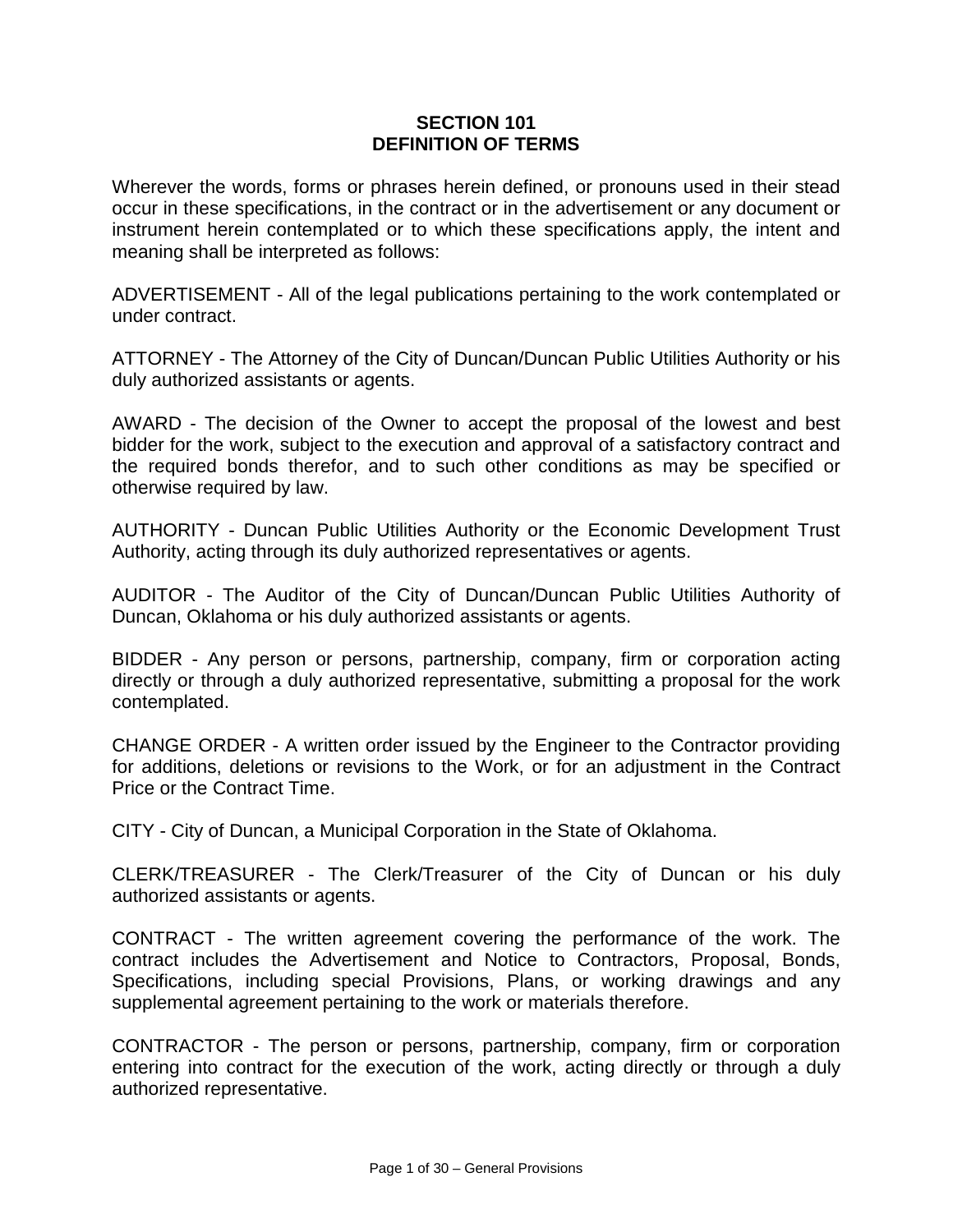# SECTION 101
# DEFINITION OF TERMS

Wherever the words, forms or phrases herein defined, or pronouns used in their stead occur in these specifications, in the contract or in the advertisement or any document or instrument herein contemplated or to which these specifications apply, the intent and meaning shall be interpreted as follows:

ADVERTISEMENT - All of the legal publications pertaining to the work contemplated or under contract.

ATTORNEY - The Attorney of the City of Duncan/Duncan Public Utilities Authority or his duly authorized assistants or agents.

AWARD - The decision of the Owner to accept the proposal of the lowest and best bidder for the work, subject to the execution and approval of a satisfactory contract and the required bonds therefor, and to such other conditions as may be specified or otherwise required by law.

AUTHORITY - Duncan Public Utilities Authority or the Economic Development Trust Authority, acting through its duly authorized representatives or agents.

AUDITOR - The Auditor of the City of Duncan/Duncan Public Utilities Authority of Duncan, Oklahoma or his duly authorized assistants or agents.

BIDDER - Any person or persons, partnership, company, firm or corporation acting directly or through a duly authorized representative, submitting a proposal for the work contemplated.

CHANGE ORDER - A written order issued by the Engineer to the Contractor providing for additions, deletions or revisions to the Work, or for an adjustment in the Contract Price or the Contract Time.

CITY - City of Duncan, a Municipal Corporation in the State of Oklahoma.

CLERK/TREASURER - The Clerk/Treasurer of the City of Duncan or his duly authorized assistants or agents.

CONTRACT - The written agreement covering the performance of the work. The contract includes the Advertisement and Notice to Contractors, Proposal, Bonds, Specifications, including special Provisions, Plans, or working drawings and any supplemental agreement pertaining to the work or materials therefore.

CONTRACTOR - The person or persons, partnership, company, firm or corporation entering into contract for the execution of the work, acting directly or through a duly authorized representative.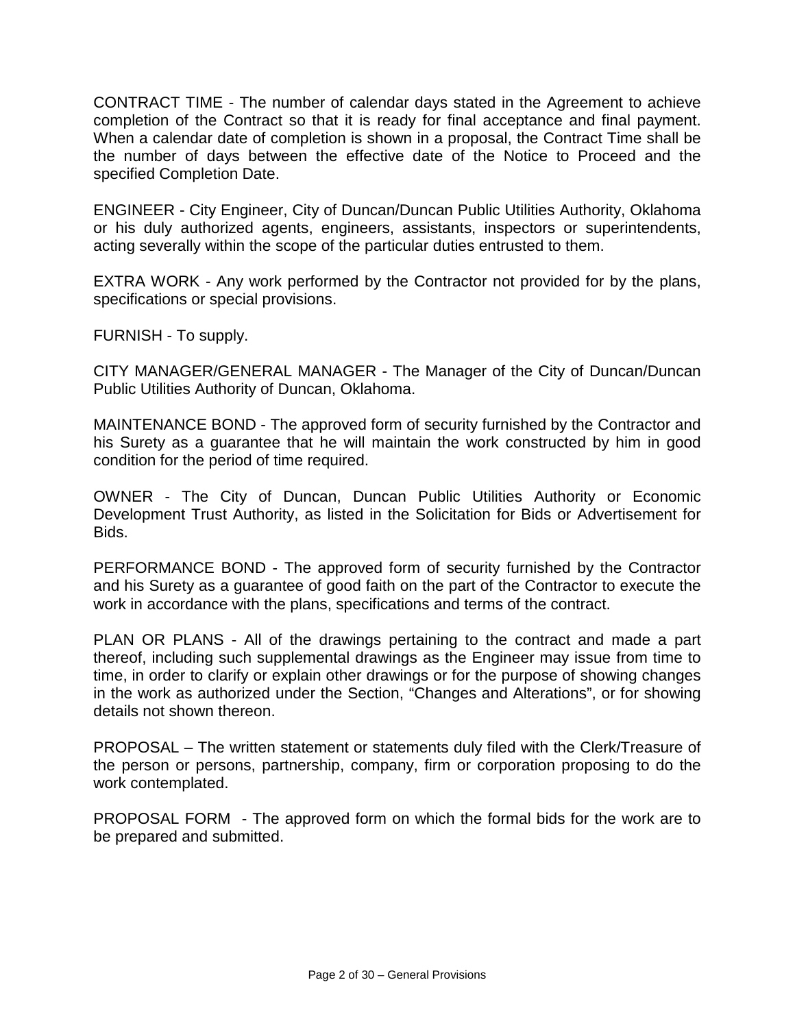CONTRACT TIME - The number of calendar days stated in the Agreement to achieve completion of the Contract so that it is ready for final acceptance and final payment. When a calendar date of completion is shown in a proposal, the Contract Time shall be the number of days between the effective date of the Notice to Proceed and the specified Completion Date.

ENGINEER - City Engineer, City of Duncan/Duncan Public Utilities Authority, Oklahoma or his duly authorized agents, engineers, assistants, inspectors or superintendents, acting severally within the scope of the particular duties entrusted to them.

EXTRA WORK - Any work performed by the Contractor not provided for by the plans, specifications or special provisions.

FURNISH - To supply.

CITY MANAGER/GENERAL MANAGER - The Manager of the City of Duncan/Duncan Public Utilities Authority of Duncan, Oklahoma.

MAINTENANCE BOND - The approved form of security furnished by the Contractor and his Surety as a guarantee that he will maintain the work constructed by him in good condition for the period of time required.

OWNER - The City of Duncan, Duncan Public Utilities Authority or Economic Development Trust Authority, as listed in the Solicitation for Bids or Advertisement for Bids.

PERFORMANCE BOND - The approved form of security furnished by the Contractor and his Surety as a guarantee of good faith on the part of the Contractor to execute the work in accordance with the plans, specifications and terms of the contract.

PLAN OR PLANS - All of the drawings pertaining to the contract and made a part thereof, including such supplemental drawings as the Engineer may issue from time to time, in order to clarify or explain other drawings or for the purpose of showing changes in the work as authorized under the Section, "Changes and Alterations", or for showing details not shown thereon.

PROPOSAL – The written statement or statements duly filed with the Clerk/Treasure of the person or persons, partnership, company, firm or corporation proposing to do the work contemplated.

PROPOSAL FORM - The approved form on which the formal bids for the work are to be prepared and submitted.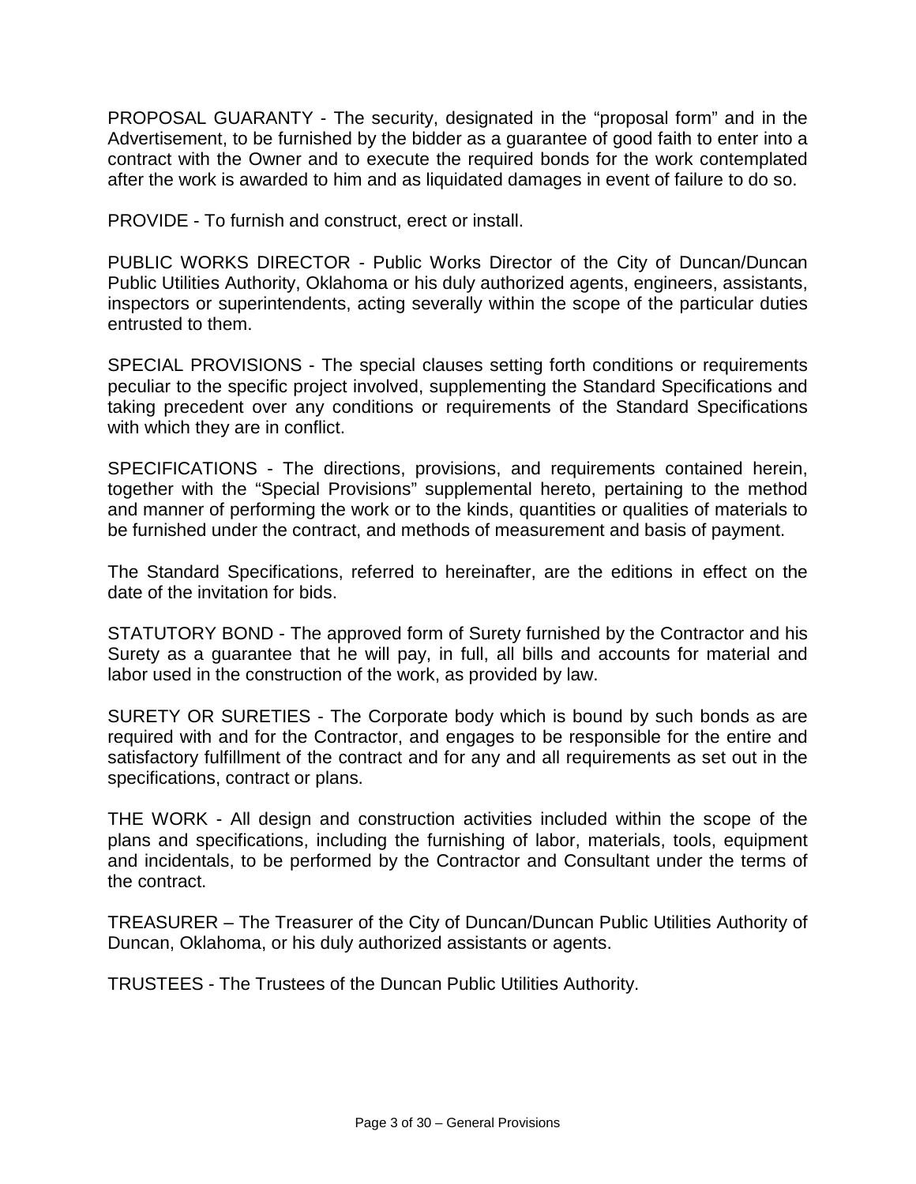PROPOSAL GUARANTY - The security, designated in the “proposal form” and in the Advertisement, to be furnished by the bidder as a guarantee of good faith to enter into a contract with the Owner and to execute the required bonds for the work contemplated after the work is awarded to him and as liquidated damages in event of failure to do so.

PROVIDE - To furnish and construct, erect or install.

PUBLIC WORKS DIRECTOR - Public Works Director of the City of Duncan/Duncan Public Utilities Authority, Oklahoma or his duly authorized agents, engineers, assistants, inspectors or superintendents, acting severally within the scope of the particular duties entrusted to them.

SPECIAL PROVISIONS - The special clauses setting forth conditions or requirements peculiar to the specific project involved, supplementing the Standard Specifications and taking precedent over any conditions or requirements of the Standard Specifications with which they are in conflict.

SPECIFICATIONS - The directions, provisions, and requirements contained herein, together with the “Special Provisions” supplemental hereto, pertaining to the method and manner of performing the work or to the kinds, quantities or qualities of materials to be furnished under the contract, and methods of measurement and basis of payment.

The Standard Specifications, referred to hereinafter, are the editions in effect on the date of the invitation for bids.

STATUTORY BOND - The approved form of Surety furnished by the Contractor and his Surety as a guarantee that he will pay, in full, all bills and accounts for material and labor used in the construction of the work, as provided by law.

SURETY OR SURETIES - The Corporate body which is bound by such bonds as are required with and for the Contractor, and engages to be responsible for the entire and satisfactory fulfillment of the contract and for any and all requirements as set out in the specifications, contract or plans.

THE WORK - All design and construction activities included within the scope of the plans and specifications, including the furnishing of labor, materials, tools, equipment and incidentals, to be performed by the Contractor and Consultant under the terms of the contract.

TREASURER – The Treasurer of the City of Duncan/Duncan Public Utilities Authority of Duncan, Oklahoma, or his duly authorized assistants or agents.

TRUSTEES - The Trustees of the Duncan Public Utilities Authority.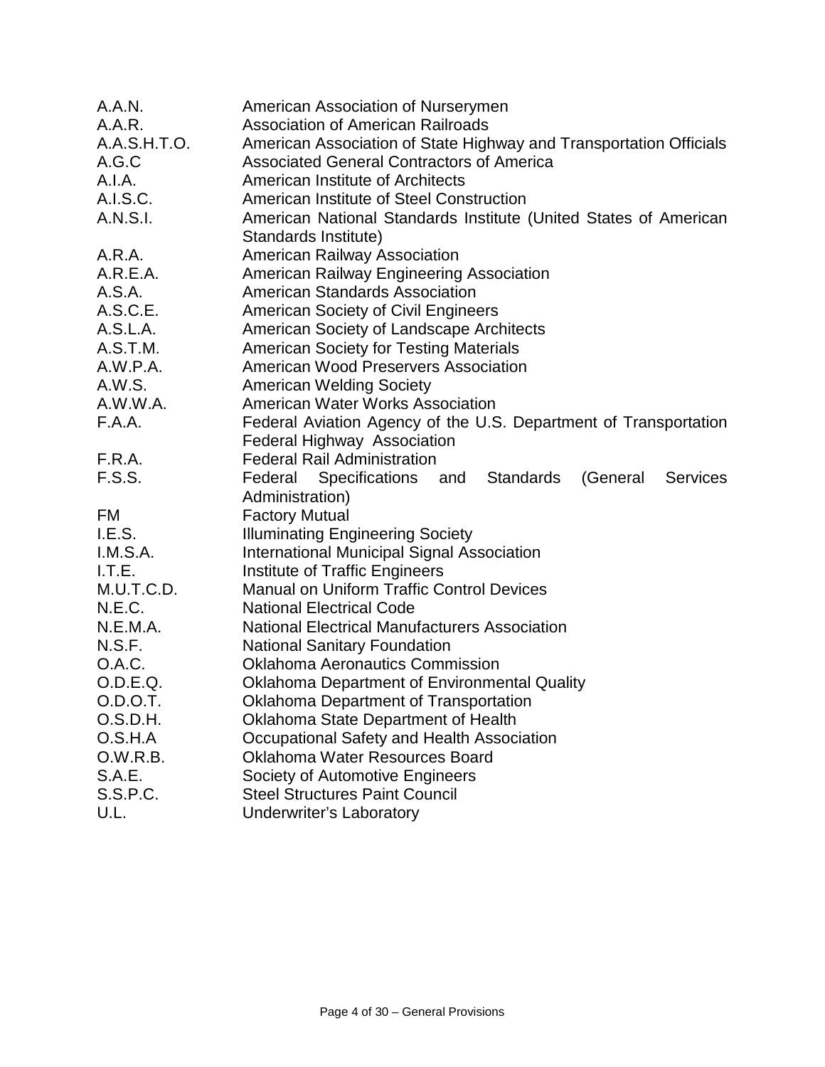| | |
|---|---|
| A.A.N. | American Association of Nurserymen |
| A.A.R. | Association of American Railroads |
| A.A.S.H.T.O. | American Association of State Highway and Transportation Officials |
| A.G.C | Associated General Contractors of America |
| A.I.A. | American Institute of Architects |
| A.I.S.C. | American Institute of Steel Construction |
| A.N.S.I. | American National Standards Institute (United States of American Standards Institute) |
| A.R.A. | American Railway Association |
| A.R.E.A. | American Railway Engineering Association |
| A.S.A. | American Standards Association |
| A.S.C.E. | American Society of Civil Engineers |
| A.S.L.A. | American Society of Landscape Architects |
| A.S.T.M. | American Society for Testing Materials |
| A.W.P.A. | American Wood Preservers Association |
| A.W.S. | American Welding Society |
| A.W.W.A. | American Water Works Association |
| F.A.A. | Federal Aviation Agency of the U.S. Department of Transportation Federal Highway Association |
| F.R.A. | Federal Rail Administration |
| F.S.S. | Federal Specifications and Standards (General Services Administration) |
| FM | Factory Mutual |
| I.E.S. | Illuminating Engineering Society |
| I.M.S.A. | International Municipal Signal Association |
| I.T.E. | Institute of Traffic Engineers |
| M.U.T.C.D. | Manual on Uniform Traffic Control Devices |
| N.E.C. | National Electrical Code |
| N.E.M.A. | National Electrical Manufacturers Association |
| N.S.F. | National Sanitary Foundation |
| O.A.C. | Oklahoma Aeronautics Commission |
| O.D.E.Q. | Oklahoma Department of Environmental Quality |
| O.D.O.T. | Oklahoma Department of Transportation |
| O.S.D.H. | Oklahoma State Department of Health |
| O.S.H.A | Occupational Safety and Health Association |
| O.W.R.B. | Oklahoma Water Resources Board |
| S.A.E. | Society of Automotive Engineers |
| S.S.P.C. | Steel Structures Paint Council |
| U.L. | Underwriter's Laboratory |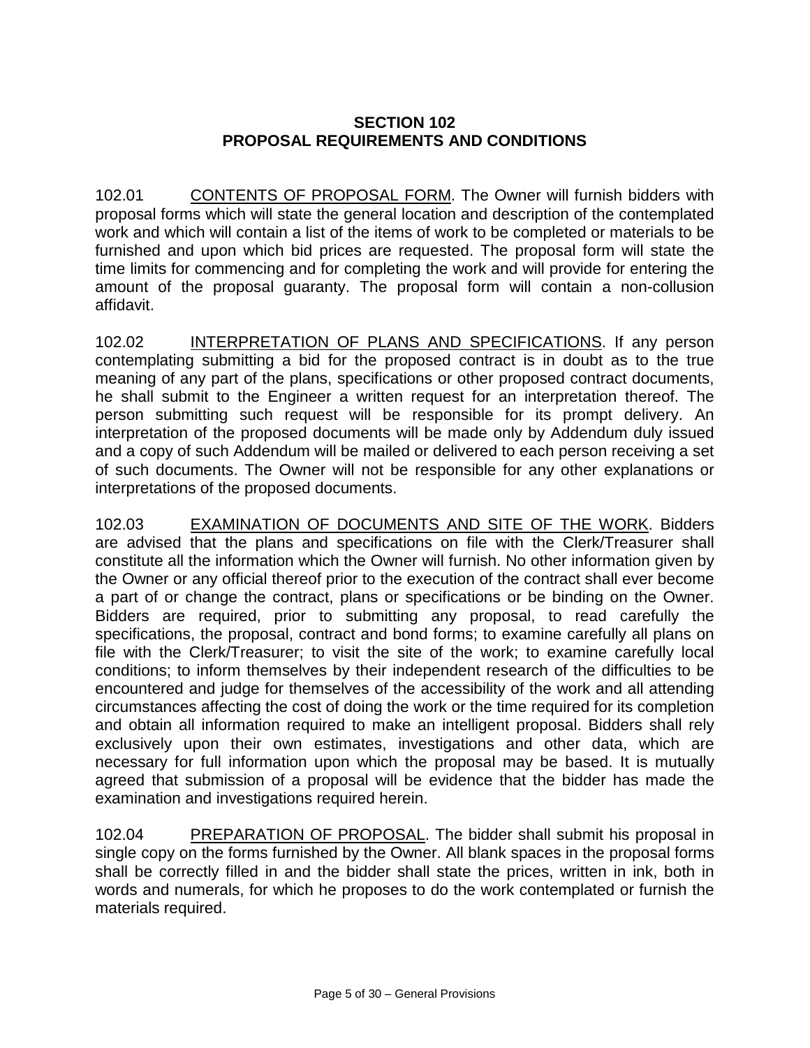# SECTION 102
# PROPOSAL REQUIREMENTS AND CONDITIONS

102.01 CONTENTS OF PROPOSAL FORM. The Owner will furnish bidders with proposal forms which will state the general location and description of the contemplated work and which will contain a list of the items of work to be completed or materials to be furnished and upon which bid prices are requested. The proposal form will state the time limits for commencing and for completing the work and will provide for entering the amount of the proposal guaranty. The proposal form will contain a non-collusion affidavit.

102.02 INTERPRETATION OF PLANS AND SPECIFICATIONS. If any person contemplating submitting a bid for the proposed contract is in doubt as to the true meaning of any part of the plans, specifications or other proposed contract documents, he shall submit to the Engineer a written request for an interpretation thereof. The person submitting such request will be responsible for its prompt delivery. An interpretation of the proposed documents will be made only by Addendum duly issued and a copy of such Addendum will be mailed or delivered to each person receiving a set of such documents. The Owner will not be responsible for any other explanations or interpretations of the proposed documents.

102.03 EXAMINATION OF DOCUMENTS AND SITE OF THE WORK. Bidders are advised that the plans and specifications on file with the Clerk/Treasurer shall constitute all the information which the Owner will furnish. No other information given by the Owner or any official thereof prior to the execution of the contract shall ever become a part of or change the contract, plans or specifications or be binding on the Owner. Bidders are required, prior to submitting any proposal, to read carefully the specifications, the proposal, contract and bond forms; to examine carefully all plans on file with the Clerk/Treasurer; to visit the site of the work; to examine carefully local conditions; to inform themselves by their independent research of the difficulties to be encountered and judge for themselves of the accessibility of the work and all attending circumstances affecting the cost of doing the work or the time required for its completion and obtain all information required to make an intelligent proposal. Bidders shall rely exclusively upon their own estimates, investigations and other data, which are necessary for full information upon which the proposal may be based. It is mutually agreed that submission of a proposal will be evidence that the bidder has made the examination and investigations required herein.

102.04 PREPARATION OF PROPOSAL. The bidder shall submit his proposal in single copy on the forms furnished by the Owner. All blank spaces in the proposal forms shall be correctly filled in and the bidder shall state the prices, written in ink, both in words and numerals, for which he proposes to do the work contemplated or furnish the materials required.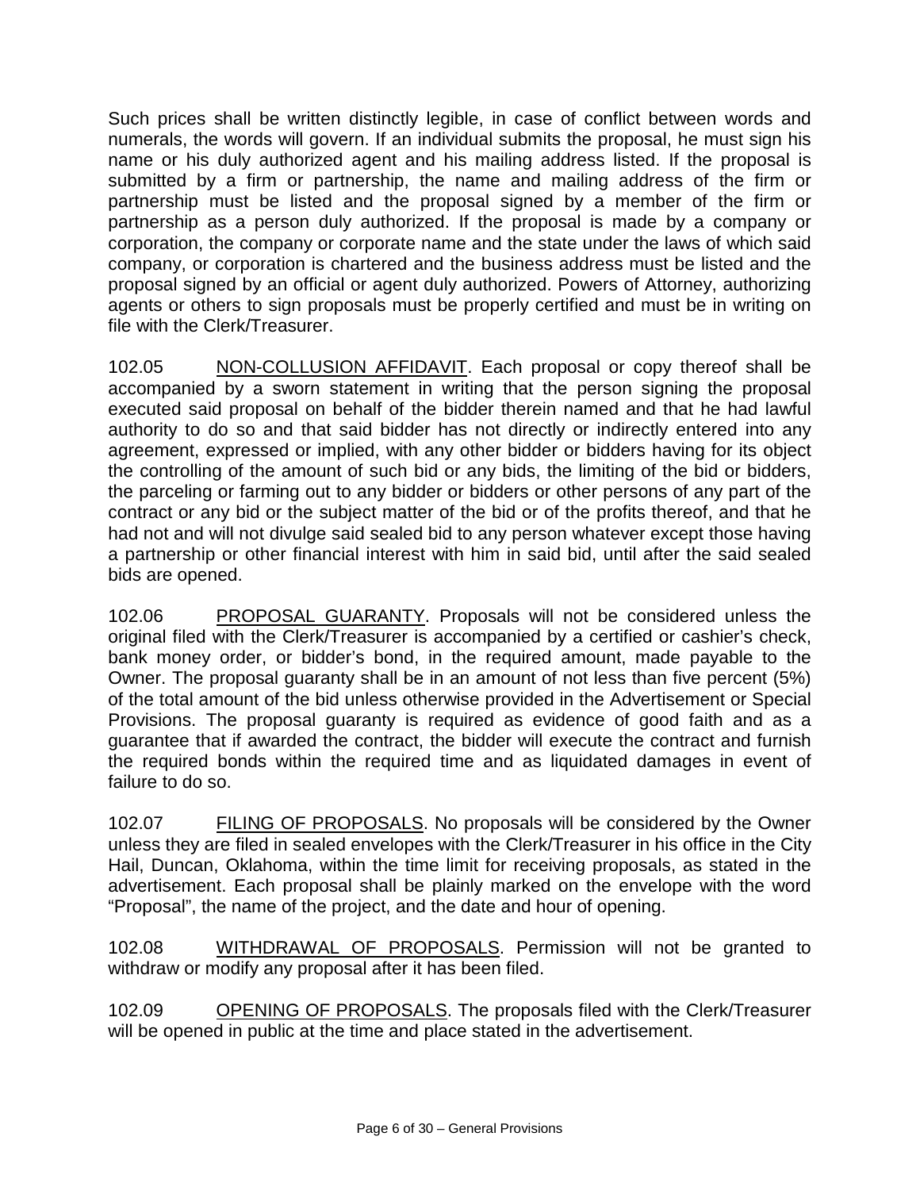Such prices shall be written distinctly legible, in case of conflict between words and numerals, the words will govern. If an individual submits the proposal, he must sign his name or his duly authorized agent and his mailing address listed. If the proposal is submitted by a firm or partnership, the name and mailing address of the firm or partnership must be listed and the proposal signed by a member of the firm or partnership as a person duly authorized. If the proposal is made by a company or corporation, the company or corporate name and the state under the laws of which said company, or corporation is chartered and the business address must be listed and the proposal signed by an official or agent duly authorized. Powers of Attorney, authorizing agents or others to sign proposals must be properly certified and must be in writing on file with the Clerk/Treasurer.

102.05 NON-COLLUSION AFFIDAVIT. Each proposal or copy thereof shall be accompanied by a sworn statement in writing that the person signing the proposal executed said proposal on behalf of the bidder therein named and that he had lawful authority to do so and that said bidder has not directly or indirectly entered into any agreement, expressed or implied, with any other bidder or bidders having for its object the controlling of the amount of such bid or any bids, the limiting of the bid or bidders, the parceling or farming out to any bidder or bidders or other persons of any part of the contract or any bid or the subject matter of the bid or of the profits thereof, and that he had not and will not divulge said sealed bid to any person whatever except those having a partnership or other financial interest with him in said bid, until after the said sealed bids are opened.

102.06 PROPOSAL GUARANTY. Proposals will not be considered unless the original filed with the Clerk/Treasurer is accompanied by a certified or cashier's check, bank money order, or bidder's bond, in the required amount, made payable to the Owner. The proposal guaranty shall be in an amount of not less than five percent (5%) of the total amount of the bid unless otherwise provided in the Advertisement or Special Provisions. The proposal guaranty is required as evidence of good faith and as a guarantee that if awarded the contract, the bidder will execute the contract and furnish the required bonds within the required time and as liquidated damages in event of failure to do so.

102.07 FILING OF PROPOSALS. No proposals will be considered by the Owner unless they are filed in sealed envelopes with the Clerk/Treasurer in his office in the City Hail, Duncan, Oklahoma, within the time limit for receiving proposals, as stated in the advertisement. Each proposal shall be plainly marked on the envelope with the word "Proposal", the name of the project, and the date and hour of opening.

102.08 WITHDRAWAL OF PROPOSALS. Permission will not be granted to withdraw or modify any proposal after it has been filed.

102.09 OPENING OF PROPOSALS. The proposals filed with the Clerk/Treasurer will be opened in public at the time and place stated in the advertisement.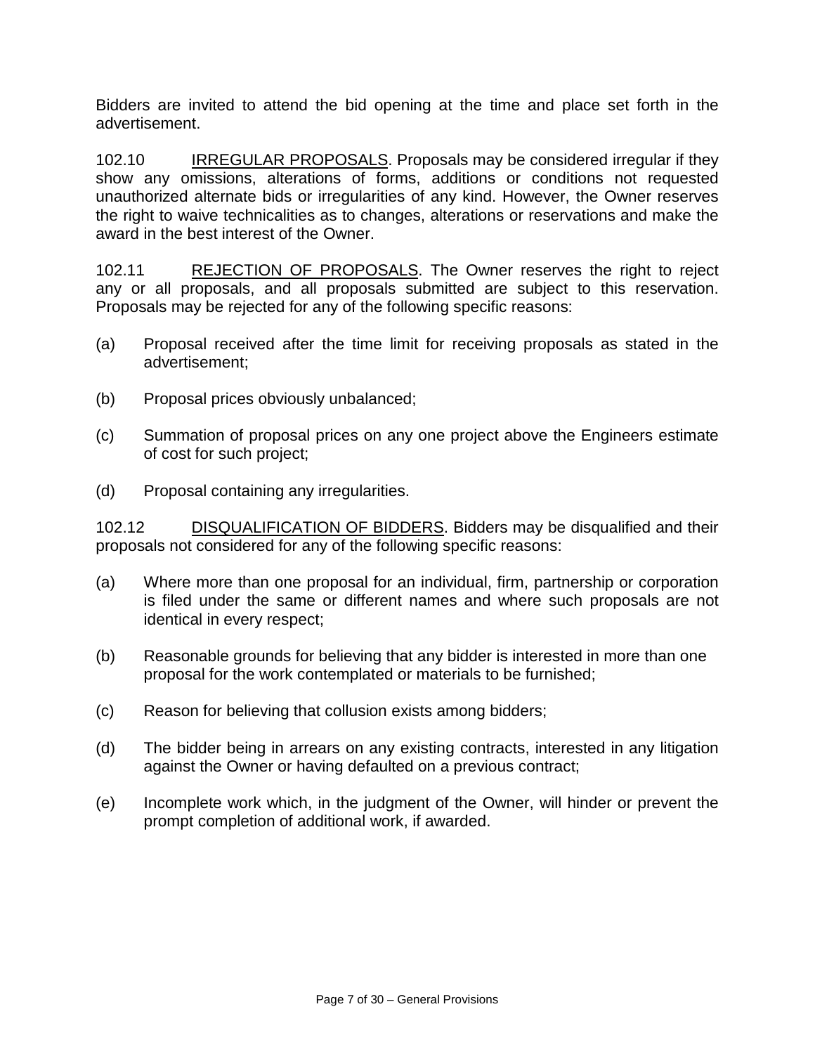Bidders are invited to attend the bid opening at the time and place set forth in the advertisement.

102.10 IRREGULAR PROPOSALS. Proposals may be considered irregular if they show any omissions, alterations of forms, additions or conditions not requested unauthorized alternate bids or irregularities of any kind. However, the Owner reserves the right to waive technicalities as to changes, alterations or reservations and make the award in the best interest of the Owner.

102.11 REJECTION OF PROPOSALS. The Owner reserves the right to reject any or all proposals, and all proposals submitted are subject to this reservation. Proposals may be rejected for any of the following specific reasons:

(a) Proposal received after the time limit for receiving proposals as stated in the advertisement;

(b) Proposal prices obviously unbalanced;

(c) Summation of proposal prices on any one project above the Engineers estimate of cost for such project;

(d) Proposal containing any irregularities.

102.12 DISQUALIFICATION OF BIDDERS. Bidders may be disqualified and their proposals not considered for any of the following specific reasons:

(a) Where more than one proposal for an individual, firm, partnership or corporation is filed under the same or different names and where such proposals are not identical in every respect;

(b) Reasonable grounds for believing that any bidder is interested in more than one proposal for the work contemplated or materials to be furnished;

(c) Reason for believing that collusion exists among bidders;

(d) The bidder being in arrears on any existing contracts, interested in any litigation against the Owner or having defaulted on a previous contract;

(e) Incomplete work which, in the judgment of the Owner, will hinder or prevent the prompt completion of additional work, if awarded.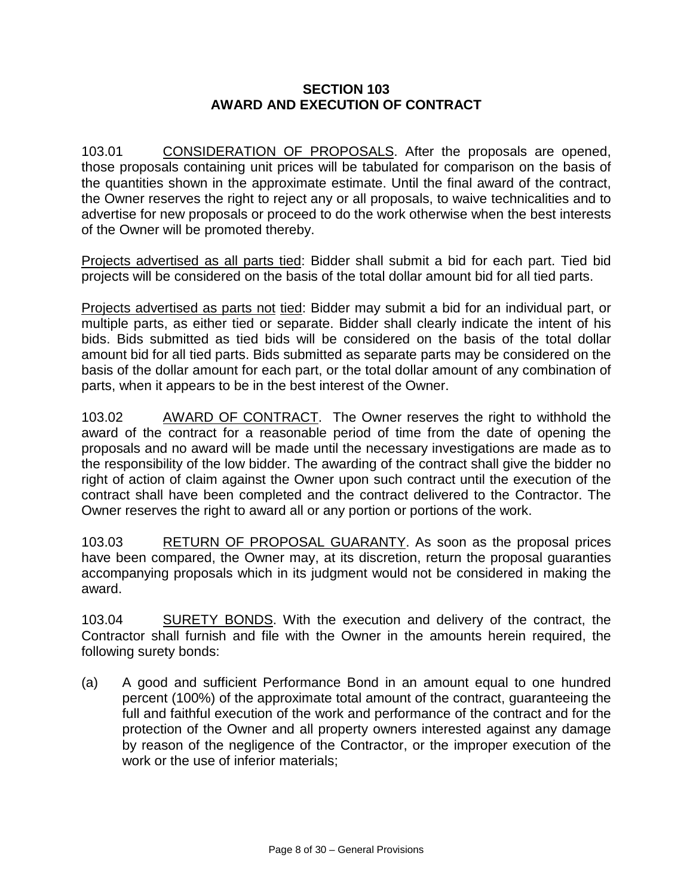## SECTION 103
## AWARD AND EXECUTION OF CONTRACT

103.01 CONSIDERATION OF PROPOSALS. After the proposals are opened, those proposals containing unit prices will be tabulated for comparison on the basis of the quantities shown in the approximate estimate. Until the final award of the contract, the Owner reserves the right to reject any or all proposals, to waive technicalities and to advertise for new proposals or proceed to do the work otherwise when the best interests of the Owner will be promoted thereby.

Projects advertised as all parts tied: Bidder shall submit a bid for each part. Tied bid projects will be considered on the basis of the total dollar amount bid for all tied parts.

Projects advertised as parts not tied: Bidder may submit a bid for an individual part, or multiple parts, as either tied or separate. Bidder shall clearly indicate the intent of his bids. Bids submitted as tied bids will be considered on the basis of the total dollar amount bid for all tied parts. Bids submitted as separate parts may be considered on the basis of the dollar amount for each part, or the total dollar amount of any combination of parts, when it appears to be in the best interest of the Owner.

103.02 AWARD OF CONTRACT. The Owner reserves the right to withhold the award of the contract for a reasonable period of time from the date of opening the proposals and no award will be made until the necessary investigations are made as to the responsibility of the low bidder. The awarding of the contract shall give the bidder no right of action of claim against the Owner upon such contract until the execution of the contract shall have been completed and the contract delivered to the Contractor. The Owner reserves the right to award all or any portion or portions of the work.

103.03 RETURN OF PROPOSAL GUARANTY. As soon as the proposal prices have been compared, the Owner may, at its discretion, return the proposal guaranties accompanying proposals which in its judgment would not be considered in making the award.

103.04 SURETY BONDS. With the execution and delivery of the contract, the Contractor shall furnish and file with the Owner in the amounts herein required, the following surety bonds:

(a) A good and sufficient Performance Bond in an amount equal to one hundred percent (100%) of the approximate total amount of the contract, guaranteeing the full and faithful execution of the work and performance of the contract and for the protection of the Owner and all property owners interested against any damage by reason of the negligence of the Contractor, or the improper execution of the work or the use of inferior materials;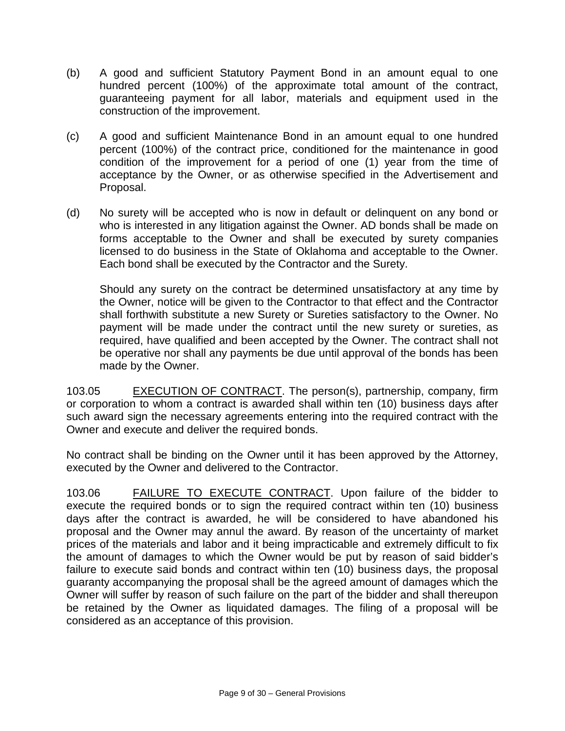(b) A good and sufficient Statutory Payment Bond in an amount equal to one hundred percent (100%) of the approximate total amount of the contract, guaranteeing payment for all labor, materials and equipment used in the construction of the improvement.

(c) A good and sufficient Maintenance Bond in an amount equal to one hundred percent (100%) of the contract price, conditioned for the maintenance in good condition of the improvement for a period of one (1) year from the time of acceptance by the Owner, or as otherwise specified in the Advertisement and Proposal.

(d) No surety will be accepted who is now in default or delinquent on any bond or who is interested in any litigation against the Owner. AD bonds shall be made on forms acceptable to the Owner and shall be executed by surety companies licensed to do business in the State of Oklahoma and acceptable to the Owner. Each bond shall be executed by the Contractor and the Surety.

Should any surety on the contract be determined unsatisfactory at any time by the Owner, notice will be given to the Contractor to that effect and the Contractor shall forthwith substitute a new Surety or Sureties satisfactory to the Owner. No payment will be made under the contract until the new surety or sureties, as required, have qualified and been accepted by the Owner. The contract shall not be operative nor shall any payments be due until approval of the bonds has been made by the Owner.

103.05 EXECUTION OF CONTRACT. The person(s), partnership, company, firm or corporation to whom a contract is awarded shall within ten (10) business days after such award sign the necessary agreements entering into the required contract with the Owner and execute and deliver the required bonds.

No contract shall be binding on the Owner until it has been approved by the Attorney, executed by the Owner and delivered to the Contractor.

103.06 FAILURE TO EXECUTE CONTRACT. Upon failure of the bidder to execute the required bonds or to sign the required contract within ten (10) business days after the contract is awarded, he will be considered to have abandoned his proposal and the Owner may annul the award. By reason of the uncertainty of market prices of the materials and labor and it being impracticable and extremely difficult to fix the amount of damages to which the Owner would be put by reason of said bidder's failure to execute said bonds and contract within ten (10) business days, the proposal guaranty accompanying the proposal shall be the agreed amount of damages which the Owner will suffer by reason of such failure on the part of the bidder and shall thereupon be retained by the Owner as liquidated damages. The filing of a proposal will be considered as an acceptance of this provision.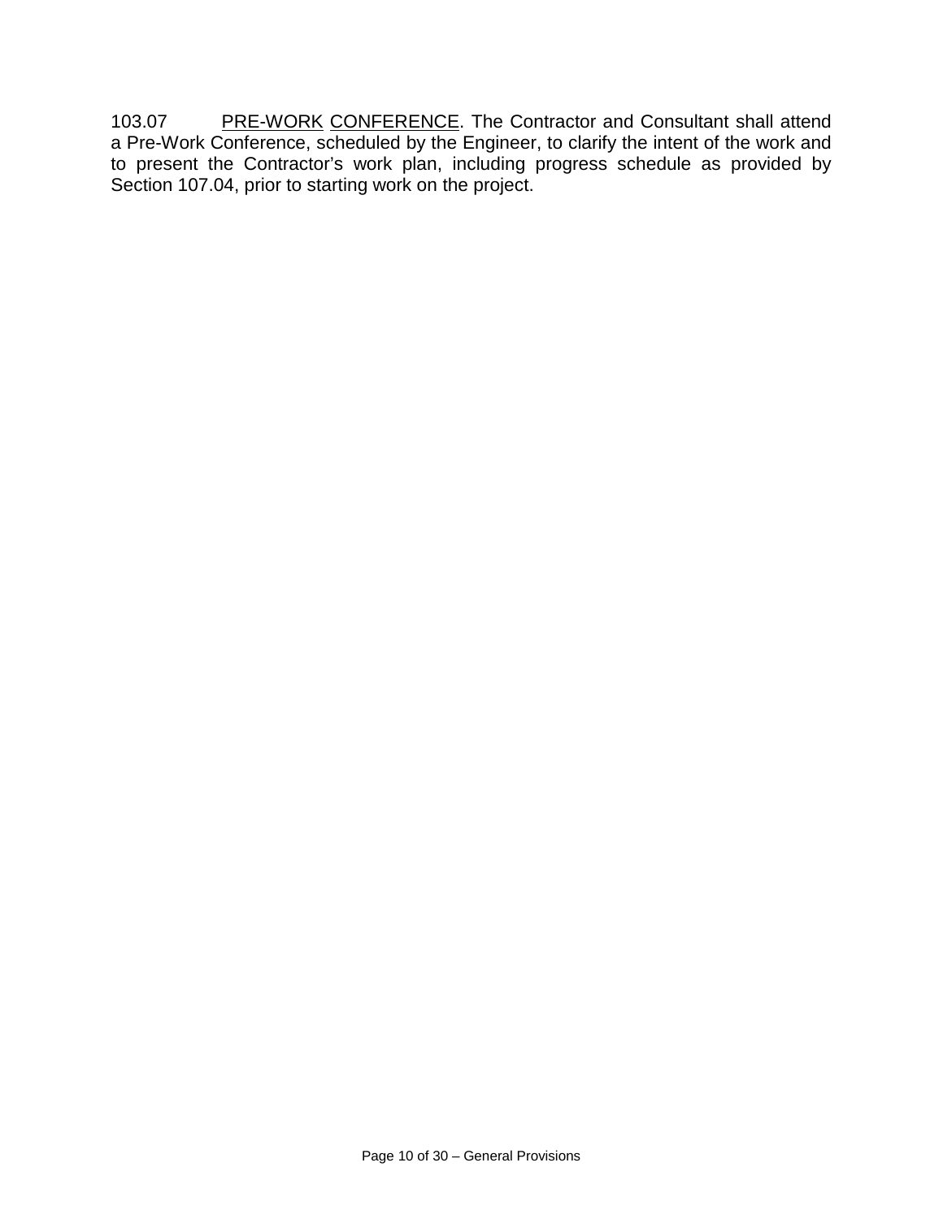103.07 PRE-WORK CONFERENCE. The Contractor and Consultant shall attend a Pre-Work Conference, scheduled by the Engineer, to clarify the intent of the work and to present the Contractor's work plan, including progress schedule as provided by Section 107.04, prior to starting work on the project.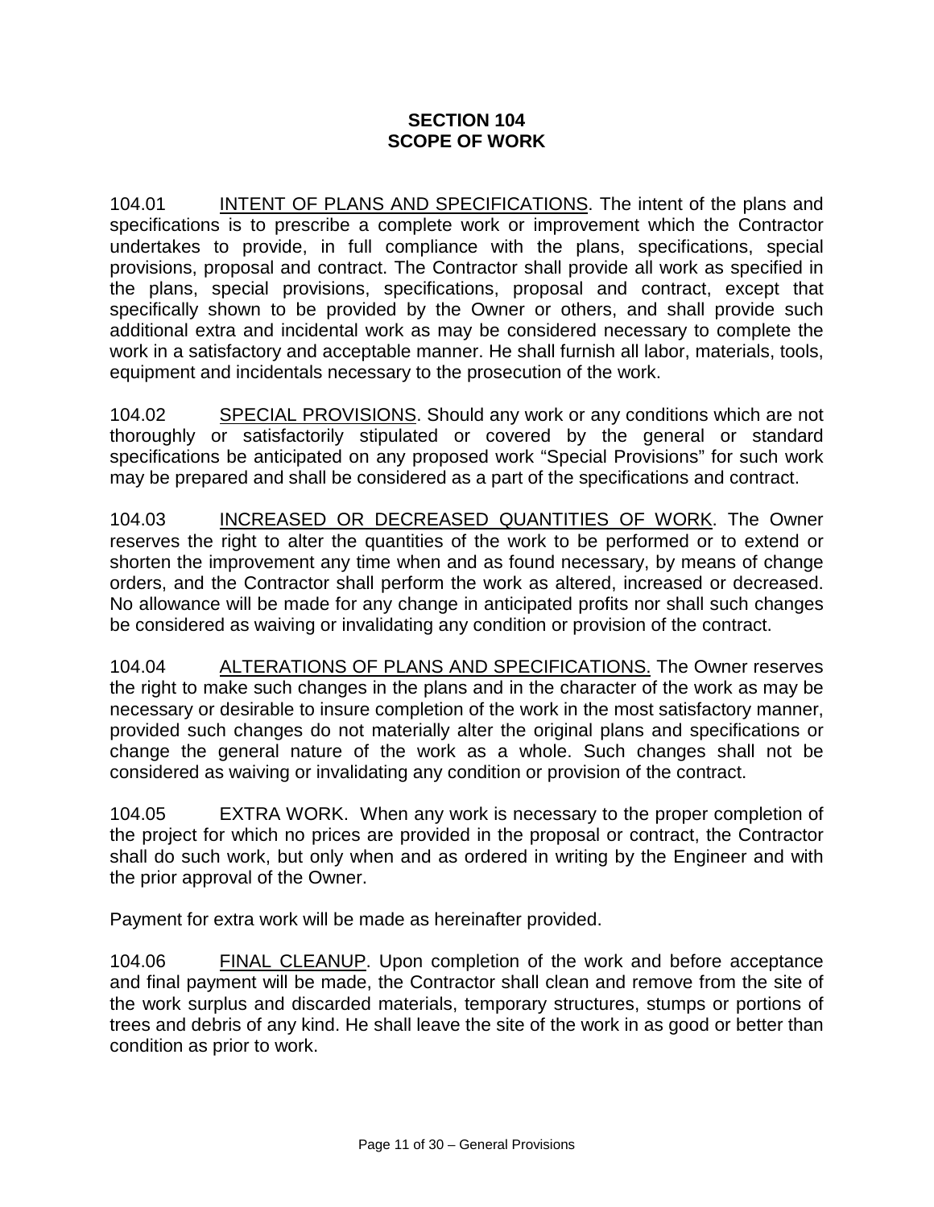# SECTION 104
# SCOPE OF WORK

104.01 INTENT OF PLANS AND SPECIFICATIONS. The intent of the plans and specifications is to prescribe a complete work or improvement which the Contractor undertakes to provide, in full compliance with the plans, specifications, special provisions, proposal and contract. The Contractor shall provide all work as specified in the plans, special provisions, specifications, proposal and contract, except that specifically shown to be provided by the Owner or others, and shall provide such additional extra and incidental work as may be considered necessary to complete the work in a satisfactory and acceptable manner. He shall furnish all labor, materials, tools, equipment and incidentals necessary to the prosecution of the work.

104.02 SPECIAL PROVISIONS. Should any work or any conditions which are not thoroughly or satisfactorily stipulated or covered by the general or standard specifications be anticipated on any proposed work "Special Provisions" for such work may be prepared and shall be considered as a part of the specifications and contract.

104.03 INCREASED OR DECREASED QUANTITIES OF WORK. The Owner reserves the right to alter the quantities of the work to be performed or to extend or shorten the improvement any time when and as found necessary, by means of change orders, and the Contractor shall perform the work as altered, increased or decreased. No allowance will be made for any change in anticipated profits nor shall such changes be considered as waiving or invalidating any condition or provision of the contract.

104.04 ALTERATIONS OF PLANS AND SPECIFICATIONS. The Owner reserves the right to make such changes in the plans and in the character of the work as may be necessary or desirable to insure completion of the work in the most satisfactory manner, provided such changes do not materially alter the original plans and specifications or change the general nature of the work as a whole. Such changes shall not be considered as waiving or invalidating any condition or provision of the contract.

104.05 EXTRA WORK. When any work is necessary to the proper completion of the project for which no prices are provided in the proposal or contract, the Contractor shall do such work, but only when and as ordered in writing by the Engineer and with the prior approval of the Owner.

Payment for extra work will be made as hereinafter provided.

104.06 FINAL CLEANUP. Upon completion of the work and before acceptance and final payment will be made, the Contractor shall clean and remove from the site of the work surplus and discarded materials, temporary structures, stumps or portions of trees and debris of any kind. He shall leave the site of the work in as good or better than condition as prior to work.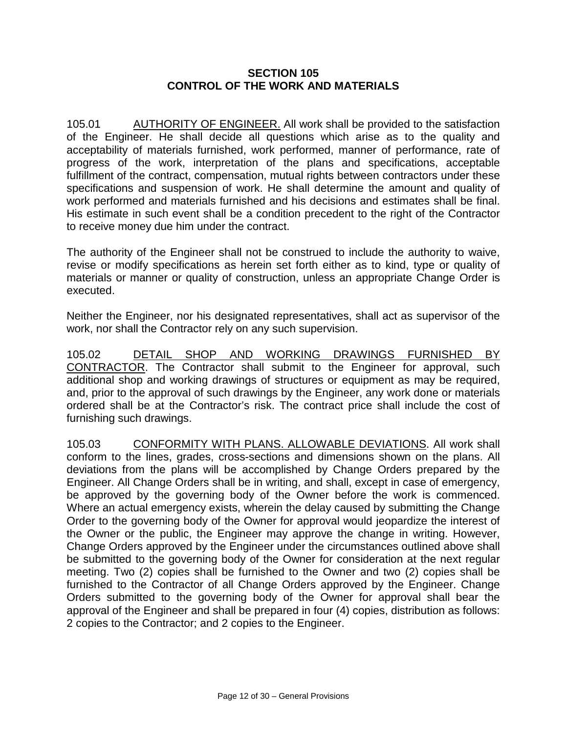## SECTION 105
## CONTROL OF THE WORK AND MATERIALS

105.01 AUTHORITY OF ENGINEER. All work shall be provided to the satisfaction of the Engineer. He shall decide all questions which arise as to the quality and acceptability of materials furnished, work performed, manner of performance, rate of progress of the work, interpretation of the plans and specifications, acceptable fulfillment of the contract, compensation, mutual rights between contractors under these specifications and suspension of work. He shall determine the amount and quality of work performed and materials furnished and his decisions and estimates shall be final. His estimate in such event shall be a condition precedent to the right of the Contractor to receive money due him under the contract.

The authority of the Engineer shall not be construed to include the authority to waive, revise or modify specifications as herein set forth either as to kind, type or quality of materials or manner or quality of construction, unless an appropriate Change Order is executed.

Neither the Engineer, nor his designated representatives, shall act as supervisor of the work, nor shall the Contractor rely on any such supervision.

105.02 DETAIL SHOP AND WORKING DRAWINGS FURNISHED BY CONTRACTOR. The Contractor shall submit to the Engineer for approval, such additional shop and working drawings of structures or equipment as may be required, and, prior to the approval of such drawings by the Engineer, any work done or materials ordered shall be at the Contractor's risk. The contract price shall include the cost of furnishing such drawings.

105.03 CONFORMITY WITH PLANS. ALLOWABLE DEVIATIONS. All work shall conform to the lines, grades, cross-sections and dimensions shown on the plans. All deviations from the plans will be accomplished by Change Orders prepared by the Engineer. All Change Orders shall be in writing, and shall, except in case of emergency, be approved by the governing body of the Owner before the work is commenced. Where an actual emergency exists, wherein the delay caused by submitting the Change Order to the governing body of the Owner for approval would jeopardize the interest of the Owner or the public, the Engineer may approve the change in writing. However, Change Orders approved by the Engineer under the circumstances outlined above shall be submitted to the governing body of the Owner for consideration at the next regular meeting. Two (2) copies shall be furnished to the Owner and two (2) copies shall be furnished to the Contractor of all Change Orders approved by the Engineer. Change Orders submitted to the governing body of the Owner for approval shall bear the approval of the Engineer and shall be prepared in four (4) copies, distribution as follows: 2 copies to the Contractor; and 2 copies to the Engineer.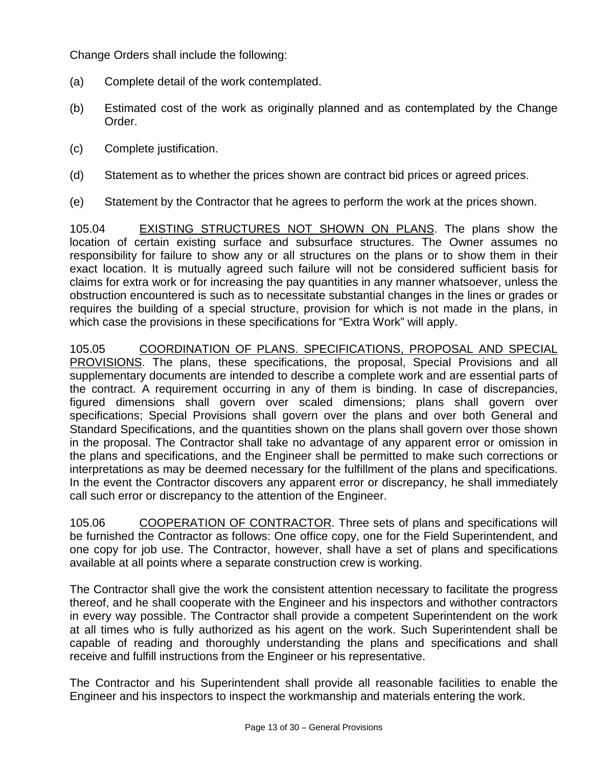Change Orders shall include the following:

(a) Complete detail of the work contemplated.

(b) Estimated cost of the work as originally planned and as contemplated by the Change Order.

(c) Complete justification.

(d) Statement as to whether the prices shown are contract bid prices or agreed prices.

(e) Statement by the Contractor that he agrees to perform the work at the prices shown.

105.04 <u>EXISTING STRUCTURES NOT SHOWN ON PLANS</u>. The plans show the location of certain existing surface and subsurface structures. The Owner assumes no responsibility for failure to show any or all structures on the plans or to show them in their exact location. It is mutually agreed such failure will not be considered sufficient basis for claims for extra work or for increasing the pay quantities in any manner whatsoever, unless the obstruction encountered is such as to necessitate substantial changes in the lines or grades or requires the building of a special structure, provision for which is not made in the plans, in which case the provisions in these specifications for "Extra Work" will apply.

105.05 <u>COORDINATION OF PLANS. SPECIFICATIONS, PROPOSAL AND SPECIAL PROVISIONS</u>. The plans, these specifications, the proposal, Special Provisions and all supplementary documents are intended to describe a complete work and are essential parts of the contract. A requirement occurring in any of them is binding. In case of discrepancies, figured dimensions shall govern over scaled dimensions; plans shall govern over specifications; Special Provisions shall govern over the plans and over both General and Standard Specifications, and the quantities shown on the plans shall govern over those shown in the proposal. The Contractor shall take no advantage of any apparent error or omission in the plans and specifications, and the Engineer shall be permitted to make such corrections or interpretations as may be deemed necessary for the fulfillment of the plans and specifications. In the event the Contractor discovers any apparent error or discrepancy, he shall immediately call such error or discrepancy to the attention of the Engineer.

105.06 <u>COOPERATION OF CONTRACTOR</u>. Three sets of plans and specifications will be furnished the Contractor as follows: One office copy, one for the Field Superintendent, and one copy for job use. The Contractor, however, shall have a set of plans and specifications available at all points where a separate construction crew is working.

The Contractor shall give the work the consistent attention necessary to facilitate the progress thereof, and he shall cooperate with the Engineer and his inspectors and withother contractors in every way possible. The Contractor shall provide a competent Superintendent on the work at all times who is fully authorized as his agent on the work. Such Superintendent shall be capable of reading and thoroughly understanding the plans and specifications and shall receive and fulfill instructions from the Engineer or his representative.

The Contractor and his Superintendent shall provide all reasonable facilities to enable the Engineer and his inspectors to inspect the workmanship and materials entering the work.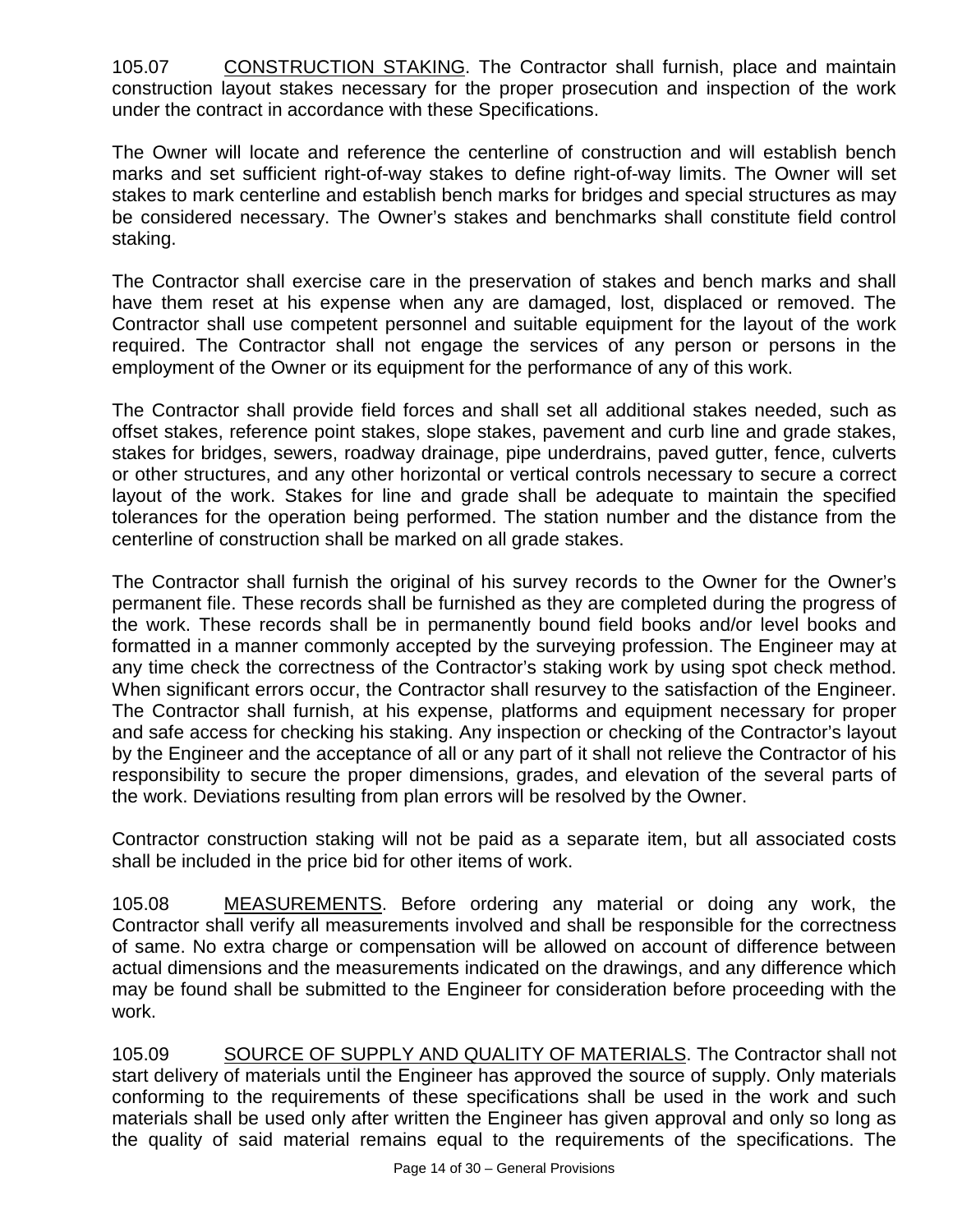105.07 CONSTRUCTION STAKING. The Contractor shall furnish, place and maintain construction layout stakes necessary for the proper prosecution and inspection of the work under the contract in accordance with these Specifications.

The Owner will locate and reference the centerline of construction and will establish bench marks and set sufficient right-of-way stakes to define right-of-way limits. The Owner will set stakes to mark centerline and establish bench marks for bridges and special structures as may be considered necessary. The Owner's stakes and benchmarks shall constitute field control staking.

The Contractor shall exercise care in the preservation of stakes and bench marks and shall have them reset at his expense when any are damaged, lost, displaced or removed. The Contractor shall use competent personnel and suitable equipment for the layout of the work required. The Contractor shall not engage the services of any person or persons in the employment of the Owner or its equipment for the performance of any of this work.

The Contractor shall provide field forces and shall set all additional stakes needed, such as offset stakes, reference point stakes, slope stakes, pavement and curb line and grade stakes, stakes for bridges, sewers, roadway drainage, pipe underdrains, paved gutter, fence, culverts or other structures, and any other horizontal or vertical controls necessary to secure a correct layout of the work. Stakes for line and grade shall be adequate to maintain the specified tolerances for the operation being performed. The station number and the distance from the centerline of construction shall be marked on all grade stakes.

The Contractor shall furnish the original of his survey records to the Owner for the Owner's permanent file. These records shall be furnished as they are completed during the progress of the work. These records shall be in permanently bound field books and/or level books and formatted in a manner commonly accepted by the surveying profession. The Engineer may at any time check the correctness of the Contractor's staking work by using spot check method. When significant errors occur, the Contractor shall resurvey to the satisfaction of the Engineer. The Contractor shall furnish, at his expense, platforms and equipment necessary for proper and safe access for checking his staking. Any inspection or checking of the Contractor's layout by the Engineer and the acceptance of all or any part of it shall not relieve the Contractor of his responsibility to secure the proper dimensions, grades, and elevation of the several parts of the work. Deviations resulting from plan errors will be resolved by the Owner.

Contractor construction staking will not be paid as a separate item, but all associated costs shall be included in the price bid for other items of work.

105.08 MEASUREMENTS. Before ordering any material or doing any work, the Contractor shall verify all measurements involved and shall be responsible for the correctness of same. No extra charge or compensation will be allowed on account of difference between actual dimensions and the measurements indicated on the drawings, and any difference which may be found shall be submitted to the Engineer for consideration before proceeding with the work.

105.09 SOURCE OF SUPPLY AND QUALITY OF MATERIALS. The Contractor shall not start delivery of materials until the Engineer has approved the source of supply. Only materials conforming to the requirements of these specifications shall be used in the work and such materials shall be used only after written the Engineer has given approval and only so long as the quality of said material remains equal to the requirements of the specifications. The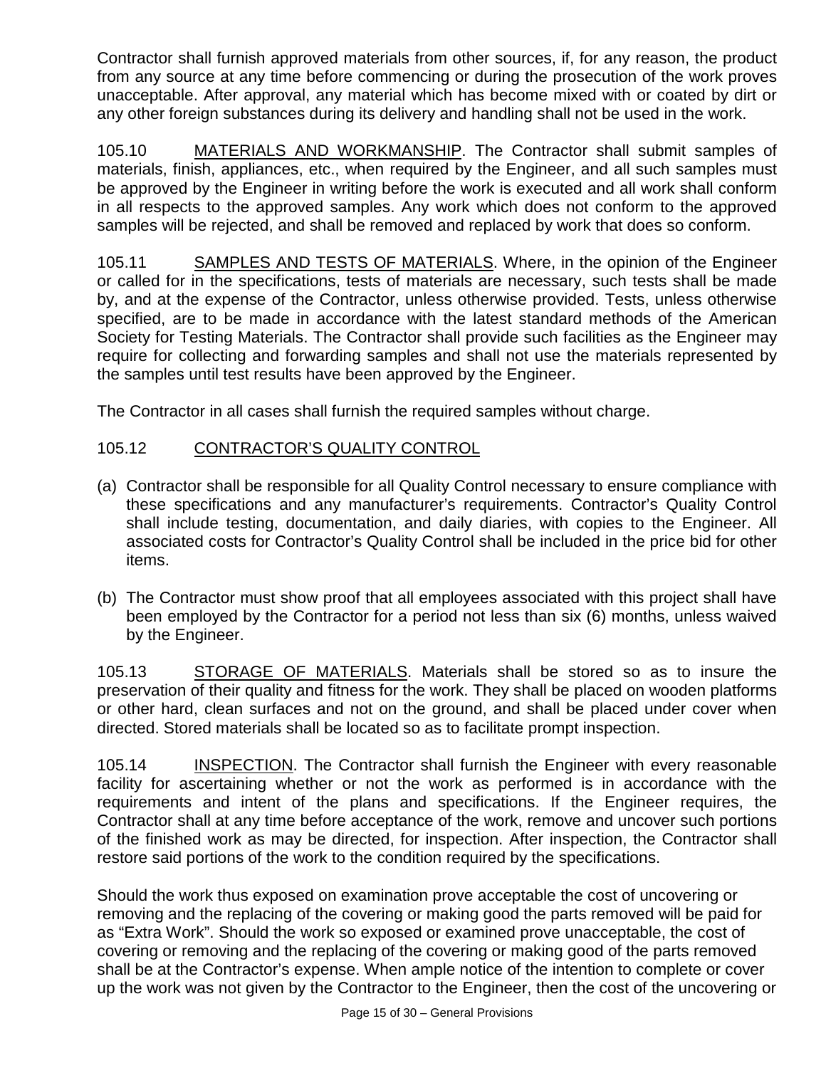Contractor shall furnish approved materials from other sources, if, for any reason, the product from any source at any time before commencing or during the prosecution of the work proves unacceptable. After approval, any material which has become mixed with or coated by dirt or any other foreign substances during its delivery and handling shall not be used in the work.

105.10 MATERIALS AND WORKMANSHIP. The Contractor shall submit samples of materials, finish, appliances, etc., when required by the Engineer, and all such samples must be approved by the Engineer in writing before the work is executed and all work shall conform in all respects to the approved samples. Any work which does not conform to the approved samples will be rejected, and shall be removed and replaced by work that does so conform.

105.11 SAMPLES AND TESTS OF MATERIALS. Where, in the opinion of the Engineer or called for in the specifications, tests of materials are necessary, such tests shall be made by, and at the expense of the Contractor, unless otherwise provided. Tests, unless otherwise specified, are to be made in accordance with the latest standard methods of the American Society for Testing Materials. The Contractor shall provide such facilities as the Engineer may require for collecting and forwarding samples and shall not use the materials represented by the samples until test results have been approved by the Engineer.

The Contractor in all cases shall furnish the required samples without charge.

105.12 CONTRACTOR'S QUALITY CONTROL

(a) Contractor shall be responsible for all Quality Control necessary to ensure compliance with these specifications and any manufacturer's requirements. Contractor's Quality Control shall include testing, documentation, and daily diaries, with copies to the Engineer. All associated costs for Contractor's Quality Control shall be included in the price bid for other items.

(b) The Contractor must show proof that all employees associated with this project shall have been employed by the Contractor for a period not less than six (6) months, unless waived by the Engineer.

105.13 STORAGE OF MATERIALS. Materials shall be stored so as to insure the preservation of their quality and fitness for the work. They shall be placed on wooden platforms or other hard, clean surfaces and not on the ground, and shall be placed under cover when directed. Stored materials shall be located so as to facilitate prompt inspection.

105.14 INSPECTION. The Contractor shall furnish the Engineer with every reasonable facility for ascertaining whether or not the work as performed is in accordance with the requirements and intent of the plans and specifications. If the Engineer requires, the Contractor shall at any time before acceptance of the work, remove and uncover such portions of the finished work as may be directed, for inspection. After inspection, the Contractor shall restore said portions of the work to the condition required by the specifications.

Should the work thus exposed on examination prove acceptable the cost of uncovering or removing and the replacing of the covering or making good the parts removed will be paid for as "Extra Work". Should the work so exposed or examined prove unacceptable, the cost of covering or removing and the replacing of the covering or making good of the parts removed shall be at the Contractor's expense. When ample notice of the intention to complete or cover up the work was not given by the Contractor to the Engineer, then the cost of the uncovering or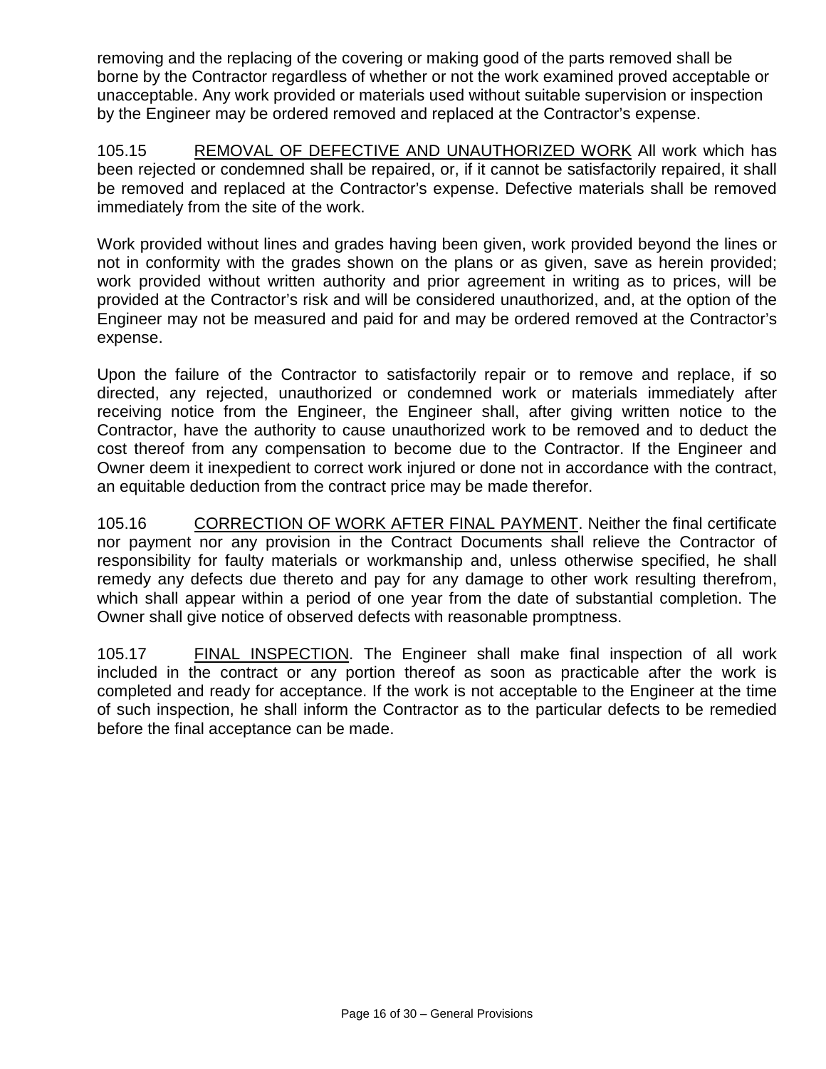removing and the replacing of the covering or making good of the parts removed shall be borne by the Contractor regardless of whether or not the work examined proved acceptable or unacceptable. Any work provided or materials used without suitable supervision or inspection by the Engineer may be ordered removed and replaced at the Contractor's expense.

105.15 REMOVAL OF DEFECTIVE AND UNAUTHORIZED WORK All work which has been rejected or condemned shall be repaired, or, if it cannot be satisfactorily repaired, it shall be removed and replaced at the Contractor's expense. Defective materials shall be removed immediately from the site of the work.

Work provided without lines and grades having been given, work provided beyond the lines or not in conformity with the grades shown on the plans or as given, save as herein provided; work provided without written authority and prior agreement in writing as to prices, will be provided at the Contractor's risk and will be considered unauthorized, and, at the option of the Engineer may not be measured and paid for and may be ordered removed at the Contractor's expense.

Upon the failure of the Contractor to satisfactorily repair or to remove and replace, if so directed, any rejected, unauthorized or condemned work or materials immediately after receiving notice from the Engineer, the Engineer shall, after giving written notice to the Contractor, have the authority to cause unauthorized work to be removed and to deduct the cost thereof from any compensation to become due to the Contractor. If the Engineer and Owner deem it inexpedient to correct work injured or done not in accordance with the contract, an equitable deduction from the contract price may be made therefor.

105.16 CORRECTION OF WORK AFTER FINAL PAYMENT. Neither the final certificate nor payment nor any provision in the Contract Documents shall relieve the Contractor of responsibility for faulty materials or workmanship and, unless otherwise specified, he shall remedy any defects due thereto and pay for any damage to other work resulting therefrom, which shall appear within a period of one year from the date of substantial completion. The Owner shall give notice of observed defects with reasonable promptness.

105.17 FINAL INSPECTION. The Engineer shall make final inspection of all work included in the contract or any portion thereof as soon as practicable after the work is completed and ready for acceptance. If the work is not acceptable to the Engineer at the time of such inspection, he shall inform the Contractor as to the particular defects to be remedied before the final acceptance can be made.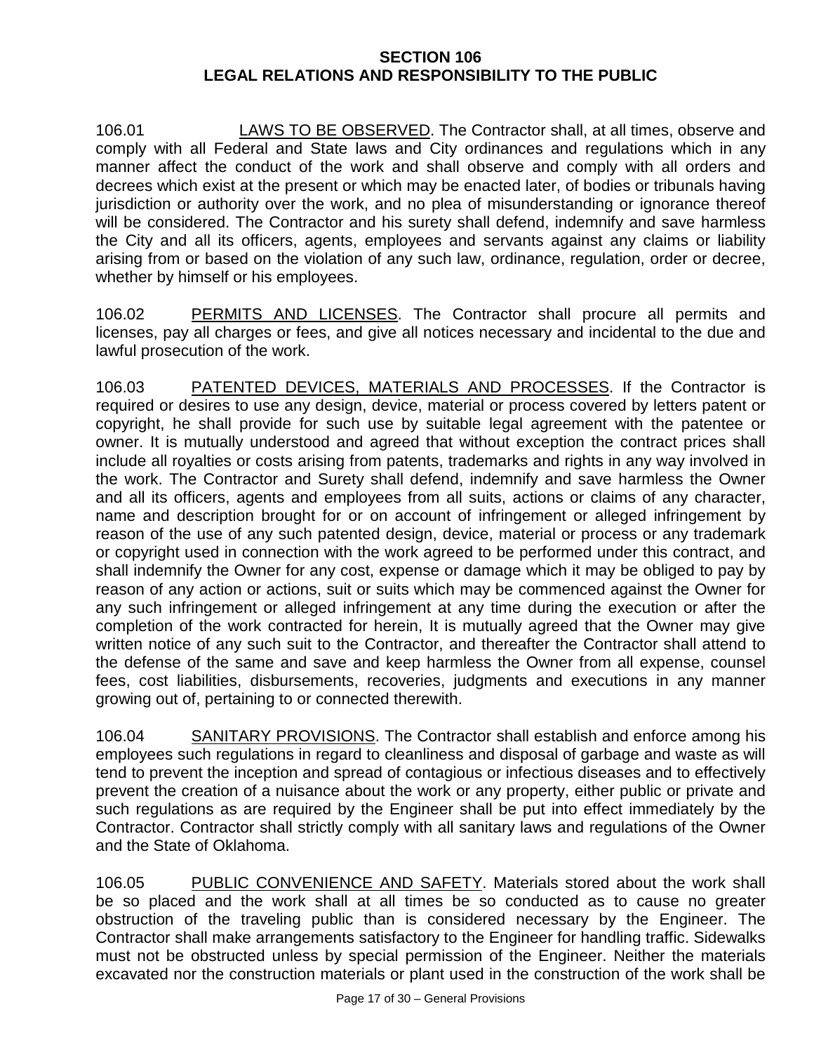## SECTION 106
## LEGAL RELATIONS AND RESPONSIBILITY TO THE PUBLIC

106.01 LAWS TO BE OBSERVED. The Contractor shall, at all times, observe and comply with all Federal and State laws and City ordinances and regulations which in any manner affect the conduct of the work and shall observe and comply with all orders and decrees which exist at the present or which may be enacted later, of bodies or tribunals having jurisdiction or authority over the work, and no plea of misunderstanding or ignorance thereof will be considered. The Contractor and his surety shall defend, indemnify and save harmless the City and all its officers, agents, employees and servants against any claims or liability arising from or based on the violation of any such law, ordinance, regulation, order or decree, whether by himself or his employees.

106.02 PERMITS AND LICENSES. The Contractor shall procure all permits and licenses, pay all charges or fees, and give all notices necessary and incidental to the due and lawful prosecution of the work.

106.03 PATENTED DEVICES, MATERIALS AND PROCESSES. If the Contractor is required or desires to use any design, device, material or process covered by letters patent or copyright, he shall provide for such use by suitable legal agreement with the patentee or owner. It is mutually understood and agreed that without exception the contract prices shall include all royalties or costs arising from patents, trademarks and rights in any way involved in the work. The Contractor and Surety shall defend, indemnify and save harmless the Owner and all its officers, agents and employees from all suits, actions or claims of any character, name and description brought for or on account of infringement or alleged infringement by reason of the use of any such patented design, device, material or process or any trademark or copyright used in connection with the work agreed to be performed under this contract, and shall indemnify the Owner for any cost, expense or damage which it may be obliged to pay by reason of any action or actions, suit or suits which may be commenced against the Owner for any such infringement or alleged infringement at any time during the execution or after the completion of the work contracted for herein, It is mutually agreed that the Owner may give written notice of any such suit to the Contractor, and thereafter the Contractor shall attend to the defense of the same and save and keep harmless the Owner from all expense, counsel fees, cost liabilities, disbursements, recoveries, judgments and executions in any manner growing out of, pertaining to or connected therewith.

106.04 SANITARY PROVISIONS. The Contractor shall establish and enforce among his employees such regulations in regard to cleanliness and disposal of garbage and waste as will tend to prevent the inception and spread of contagious or infectious diseases and to effectively prevent the creation of a nuisance about the work or any property, either public or private and such regulations as are required by the Engineer shall be put into effect immediately by the Contractor. Contractor shall strictly comply with all sanitary laws and regulations of the Owner and the State of Oklahoma.

106.05 PUBLIC CONVENIENCE AND SAFETY. Materials stored about the work shall be so placed and the work shall at all times be so conducted as to cause no greater obstruction of the traveling public than is considered necessary by the Engineer. The Contractor shall make arrangements satisfactory to the Engineer for handling traffic. Sidewalks must not be obstructed unless by special permission of the Engineer. Neither the materials excavated nor the construction materials or plant used in the construction of the work shall be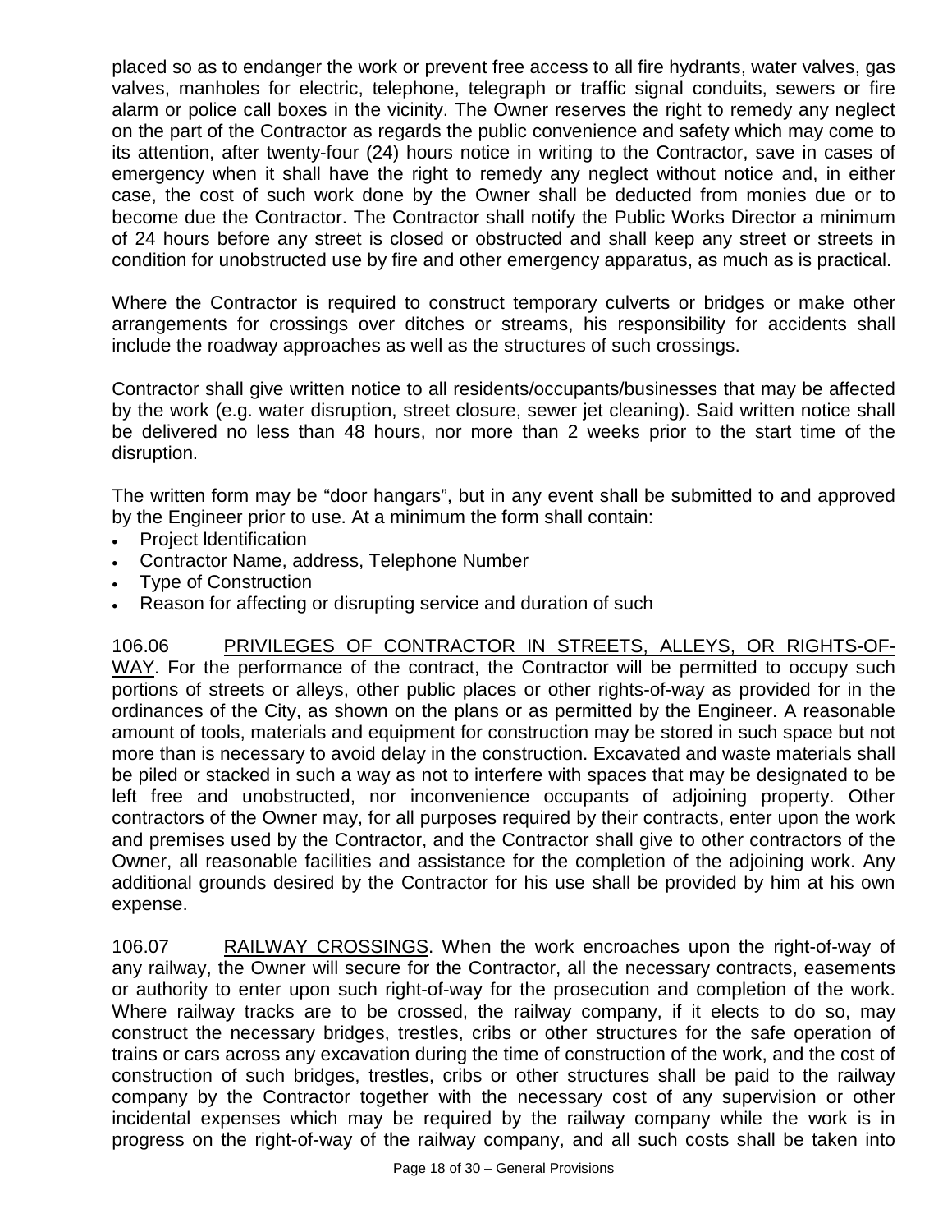placed so as to endanger the work or prevent free access to all fire hydrants, water valves, gas valves, manholes for electric, telephone, telegraph or traffic signal conduits, sewers or fire alarm or police call boxes in the vicinity. The Owner reserves the right to remedy any neglect on the part of the Contractor as regards the public convenience and safety which may come to its attention, after twenty-four (24) hours notice in writing to the Contractor, save in cases of emergency when it shall have the right to remedy any neglect without notice and, in either case, the cost of such work done by the Owner shall be deducted from monies due or to become due the Contractor. The Contractor shall notify the Public Works Director a minimum of 24 hours before any street is closed or obstructed and shall keep any street or streets in condition for unobstructed use by fire and other emergency apparatus, as much as is practical.

Where the Contractor is required to construct temporary culverts or bridges or make other arrangements for crossings over ditches or streams, his responsibility for accidents shall include the roadway approaches as well as the structures of such crossings.

Contractor shall give written notice to all residents/occupants/businesses that may be affected by the work (e.g. water disruption, street closure, sewer jet cleaning). Said written notice shall be delivered no less than 48 hours, nor more than 2 weeks prior to the start time of the disruption.

The written form may be "door hangars", but in any event shall be submitted to and approved by the Engineer prior to use. At a minimum the form shall contain:

- Project ldentification
- Contractor Name, address, Telephone Number
- Type of Construction
- Reason for affecting or disrupting service and duration of such

106.06 PRIVILEGES OF CONTRACTOR IN STREETS, ALLEYS, OR RIGHTS-OF-WAY. For the performance of the contract, the Contractor will be permitted to occupy such portions of streets or alleys, other public places or other rights-of-way as provided for in the ordinances of the City, as shown on the plans or as permitted by the Engineer. A reasonable amount of tools, materials and equipment for construction may be stored in such space but not more than is necessary to avoid delay in the construction. Excavated and waste materials shall be piled or stacked in such a way as not to interfere with spaces that may be designated to be left free and unobstructed, nor inconvenience occupants of adjoining property. Other contractors of the Owner may, for all purposes required by their contracts, enter upon the work and premises used by the Contractor, and the Contractor shall give to other contractors of the Owner, all reasonable facilities and assistance for the completion of the adjoining work. Any additional grounds desired by the Contractor for his use shall be provided by him at his own expense.

106.07 RAILWAY CROSSINGS. When the work encroaches upon the right-of-way of any railway, the Owner will secure for the Contractor, all the necessary contracts, easements or authority to enter upon such right-of-way for the prosecution and completion of the work. Where railway tracks are to be crossed, the railway company, if it elects to do so, may construct the necessary bridges, trestles, cribs or other structures for the safe operation of trains or cars across any excavation during the time of construction of the work, and the cost of construction of such bridges, trestles, cribs or other structures shall be paid to the railway company by the Contractor together with the necessary cost of any supervision or other incidental expenses which may be required by the railway company while the work is in progress on the right-of-way of the railway company, and all such costs shall be taken into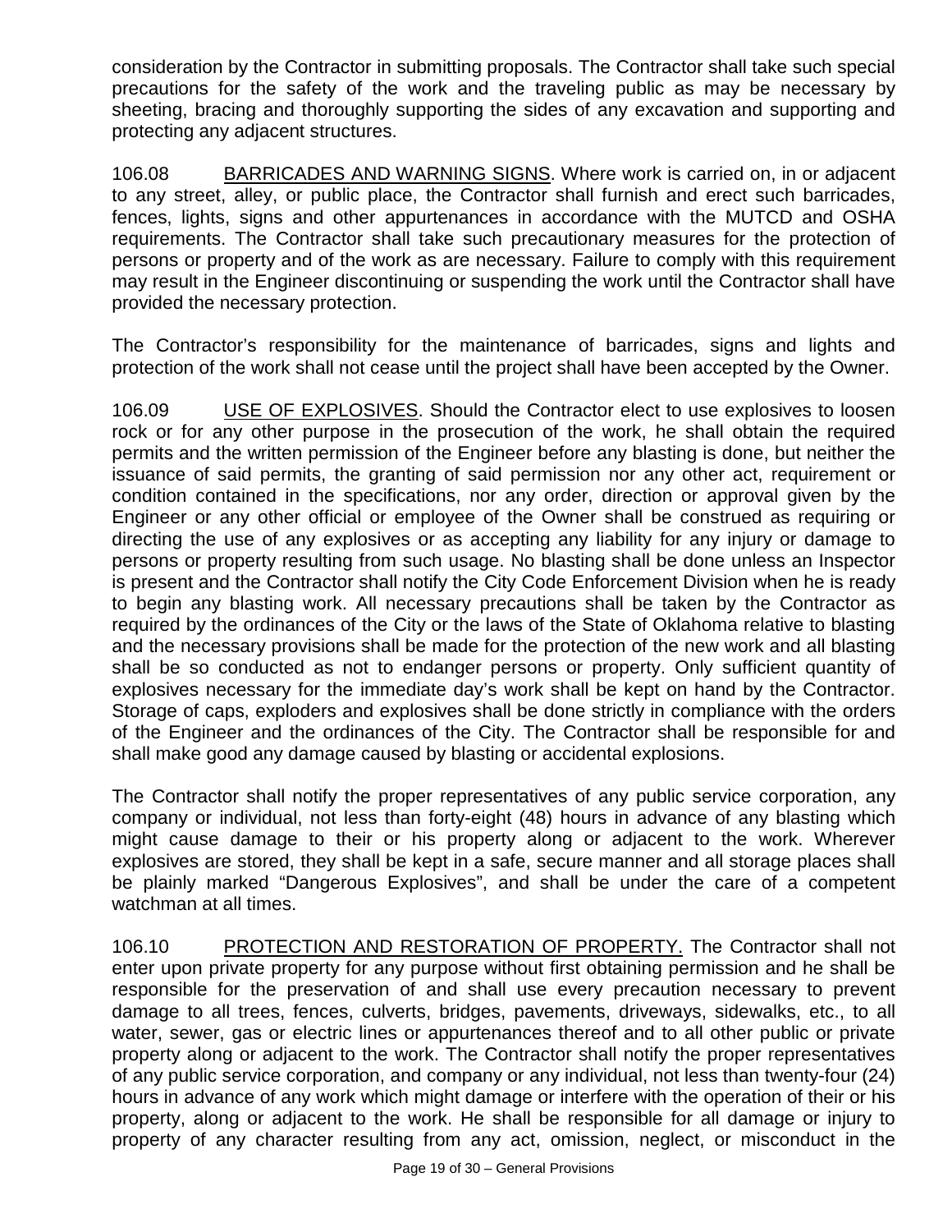consideration by the Contractor in submitting proposals. The Contractor shall take such special precautions for the safety of the work and the traveling public as may be necessary by sheeting, bracing and thoroughly supporting the sides of any excavation and supporting and protecting any adjacent structures.

106.08 BARRICADES AND WARNING SIGNS. Where work is carried on, in or adjacent to any street, alley, or public place, the Contractor shall furnish and erect such barricades, fences, lights, signs and other appurtenances in accordance with the MUTCD and OSHA requirements. The Contractor shall take such precautionary measures for the protection of persons or property and of the work as are necessary. Failure to comply with this requirement may result in the Engineer discontinuing or suspending the work until the Contractor shall have provided the necessary protection.

The Contractor's responsibility for the maintenance of barricades, signs and lights and protection of the work shall not cease until the project shall have been accepted by the Owner.

106.09 USE OF EXPLOSIVES. Should the Contractor elect to use explosives to loosen rock or for any other purpose in the prosecution of the work, he shall obtain the required permits and the written permission of the Engineer before any blasting is done, but neither the issuance of said permits, the granting of said permission nor any other act, requirement or condition contained in the specifications, nor any order, direction or approval given by the Engineer or any other official or employee of the Owner shall be construed as requiring or directing the use of any explosives or as accepting any liability for any injury or damage to persons or property resulting from such usage. No blasting shall be done unless an Inspector is present and the Contractor shall notify the City Code Enforcement Division when he is ready to begin any blasting work. All necessary precautions shall be taken by the Contractor as required by the ordinances of the City or the laws of the State of Oklahoma relative to blasting and the necessary provisions shall be made for the protection of the new work and all blasting shall be so conducted as not to endanger persons or property. Only sufficient quantity of explosives necessary for the immediate day's work shall be kept on hand by the Contractor. Storage of caps, exploders and explosives shall be done strictly in compliance with the orders of the Engineer and the ordinances of the City. The Contractor shall be responsible for and shall make good any damage caused by blasting or accidental explosions.

The Contractor shall notify the proper representatives of any public service corporation, any company or individual, not less than forty-eight (48) hours in advance of any blasting which might cause damage to their or his property along or adjacent to the work. Wherever explosives are stored, they shall be kept in a safe, secure manner and all storage places shall be plainly marked "Dangerous Explosives", and shall be under the care of a competent watchman at all times.

106.10 PROTECTION AND RESTORATION OF PROPERTY. The Contractor shall not enter upon private property for any purpose without first obtaining permission and he shall be responsible for the preservation of and shall use every precaution necessary to prevent damage to all trees, fences, culverts, bridges, pavements, driveways, sidewalks, etc., to all water, sewer, gas or electric lines or appurtenances thereof and to all other public or private property along or adjacent to the work. The Contractor shall notify the proper representatives of any public service corporation, and company or any individual, not less than twenty-four (24) hours in advance of any work which might damage or interfere with the operation of their or his property, along or adjacent to the work. He shall be responsible for all damage or injury to property of any character resulting from any act, omission, neglect, or misconduct in the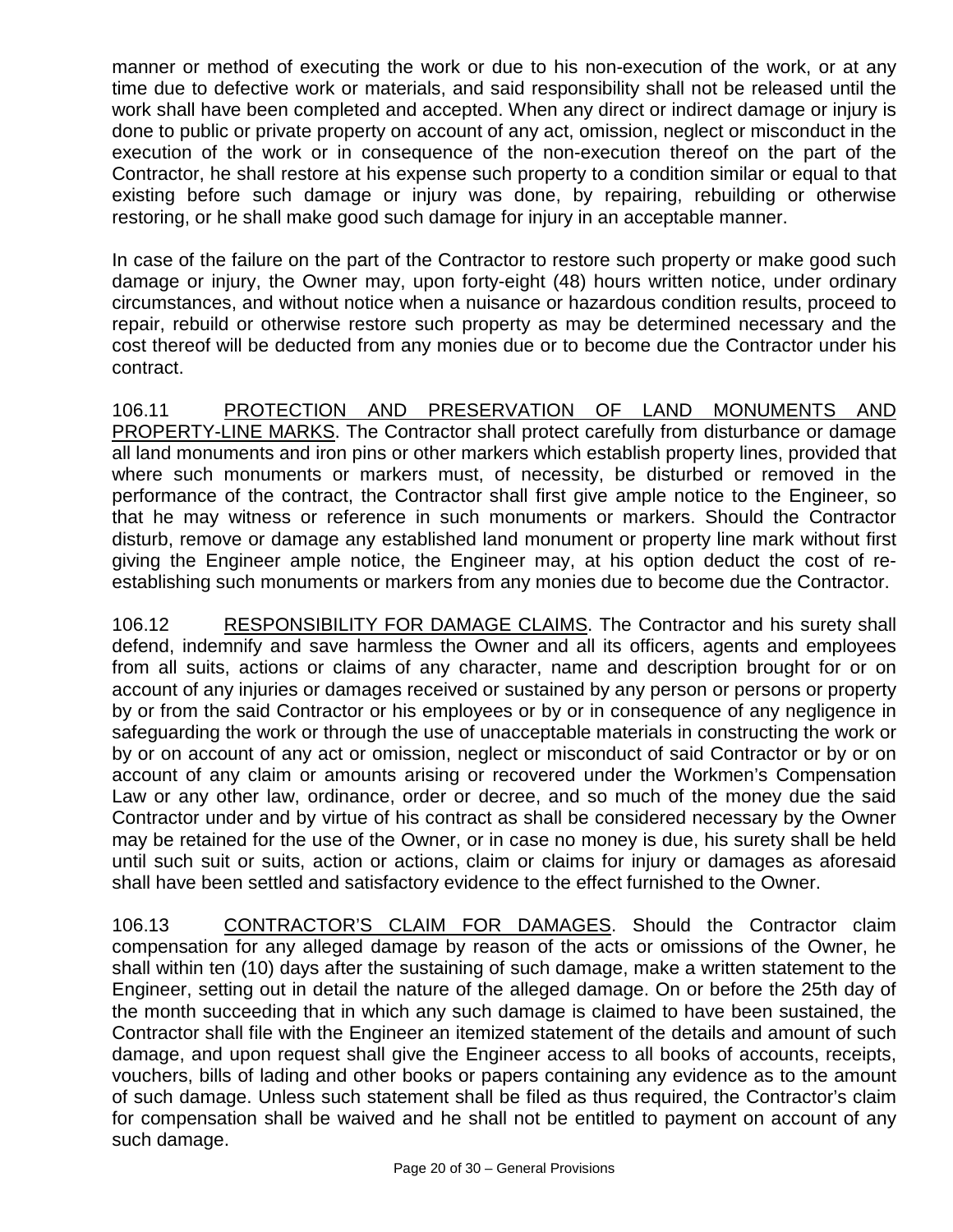manner or method of executing the work or due to his non-execution of the work, or at any time due to defective work or materials, and said responsibility shall not be released until the work shall have been completed and accepted. When any direct or indirect damage or injury is done to public or private property on account of any act, omission, neglect or misconduct in the execution of the work or in consequence of the non-execution thereof on the part of the Contractor, he shall restore at his expense such property to a condition similar or equal to that existing before such damage or injury was done, by repairing, rebuilding or otherwise restoring, or he shall make good such damage for injury in an acceptable manner.

In case of the failure on the part of the Contractor to restore such property or make good such damage or injury, the Owner may, upon forty-eight (48) hours written notice, under ordinary circumstances, and without notice when a nuisance or hazardous condition results, proceed to repair, rebuild or otherwise restore such property as may be determined necessary and the cost thereof will be deducted from any monies due or to become due the Contractor under his contract.

106.11 PROTECTION AND PRESERVATION OF LAND MONUMENTS AND PROPERTY-LINE MARKS. The Contractor shall protect carefully from disturbance or damage all land monuments and iron pins or other markers which establish property lines, provided that where such monuments or markers must, of necessity, be disturbed or removed in the performance of the contract, the Contractor shall first give ample notice to the Engineer, so that he may witness or reference in such monuments or markers. Should the Contractor disturb, remove or damage any established land monument or property line mark without first giving the Engineer ample notice, the Engineer may, at his option deduct the cost of re-establishing such monuments or markers from any monies due to become due the Contractor.

106.12 RESPONSIBILITY FOR DAMAGE CLAIMS. The Contractor and his surety shall defend, indemnify and save harmless the Owner and all its officers, agents and employees from all suits, actions or claims of any character, name and description brought for or on account of any injuries or damages received or sustained by any person or persons or property by or from the said Contractor or his employees or by or in consequence of any negligence in safeguarding the work or through the use of unacceptable materials in constructing the work or by or on account of any act or omission, neglect or misconduct of said Contractor or by or on account of any claim or amounts arising or recovered under the Workmen's Compensation Law or any other law, ordinance, order or decree, and so much of the money due the said Contractor under and by virtue of his contract as shall be considered necessary by the Owner may be retained for the use of the Owner, or in case no money is due, his surety shall be held until such suit or suits, action or actions, claim or claims for injury or damages as aforesaid shall have been settled and satisfactory evidence to the effect furnished to the Owner.

106.13 CONTRACTOR'S CLAIM FOR DAMAGES. Should the Contractor claim compensation for any alleged damage by reason of the acts or omissions of the Owner, he shall within ten (10) days after the sustaining of such damage, make a written statement to the Engineer, setting out in detail the nature of the alleged damage. On or before the 25th day of the month succeeding that in which any such damage is claimed to have been sustained, the Contractor shall file with the Engineer an itemized statement of the details and amount of such damage, and upon request shall give the Engineer access to all books of accounts, receipts, vouchers, bills of lading and other books or papers containing any evidence as to the amount of such damage. Unless such statement shall be filed as thus required, the Contractor's claim for compensation shall be waived and he shall not be entitled to payment on account of any such damage.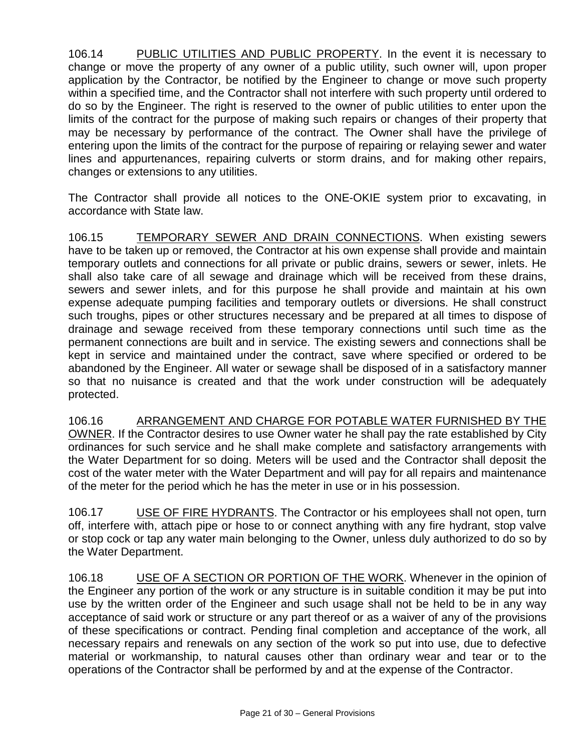106.14 PUBLIC UTILITIES AND PUBLIC PROPERTY. In the event it is necessary to change or move the property of any owner of a public utility, such owner will, upon proper application by the Contractor, be notified by the Engineer to change or move such property within a specified time, and the Contractor shall not interfere with such property until ordered to do so by the Engineer. The right is reserved to the owner of public utilities to enter upon the limits of the contract for the purpose of making such repairs or changes of their property that may be necessary by performance of the contract. The Owner shall have the privilege of entering upon the limits of the contract for the purpose of repairing or relaying sewer and water lines and appurtenances, repairing culverts or storm drains, and for making other repairs, changes or extensions to any utilities.

The Contractor shall provide all notices to the ONE-OKIE system prior to excavating, in accordance with State law.

106.15 TEMPORARY SEWER AND DRAIN CONNECTIONS. When existing sewers have to be taken up or removed, the Contractor at his own expense shall provide and maintain temporary outlets and connections for all private or public drains, sewers or sewer, inlets. He shall also take care of all sewage and drainage which will be received from these drains, sewers and sewer inlets, and for this purpose he shall provide and maintain at his own expense adequate pumping facilities and temporary outlets or diversions. He shall construct such troughs, pipes or other structures necessary and be prepared at all times to dispose of drainage and sewage received from these temporary connections until such time as the permanent connections are built and in service. The existing sewers and connections shall be kept in service and maintained under the contract, save where specified or ordered to be abandoned by the Engineer. All water or sewage shall be disposed of in a satisfactory manner so that no nuisance is created and that the work under construction will be adequately protected.

106.16 ARRANGEMENT AND CHARGE FOR POTABLE WATER FURNISHED BY THE OWNER. If the Contractor desires to use Owner water he shall pay the rate established by City ordinances for such service and he shall make complete and satisfactory arrangements with the Water Department for so doing. Meters will be used and the Contractor shall deposit the cost of the water meter with the Water Department and will pay for all repairs and maintenance of the meter for the period which he has the meter in use or in his possession.

106.17 USE OF FIRE HYDRANTS. The Contractor or his employees shall not open, turn off, interfere with, attach pipe or hose to or connect anything with any fire hydrant, stop valve or stop cock or tap any water main belonging to the Owner, unless duly authorized to do so by the Water Department.

106.18 USE OF A SECTION OR PORTION OF THE WORK. Whenever in the opinion of the Engineer any portion of the work or any structure is in suitable condition it may be put into use by the written order of the Engineer and such usage shall not be held to be in any way acceptance of said work or structure or any part thereof or as a waiver of any of the provisions of these specifications or contract. Pending final completion and acceptance of the work, all necessary repairs and renewals on any section of the work so put into use, due to defective material or workmanship, to natural causes other than ordinary wear and tear or to the operations of the Contractor shall be performed by and at the expense of the Contractor.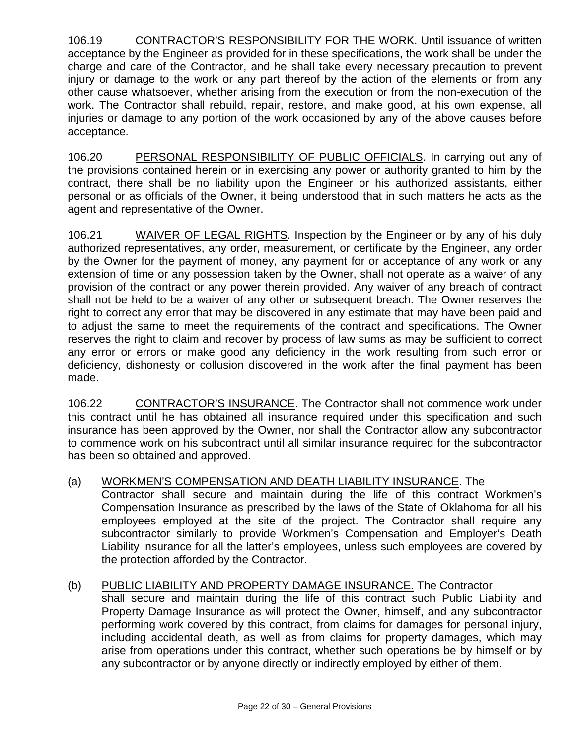106.19 CONTRACTOR'S RESPONSIBILITY FOR THE WORK. Until issuance of written acceptance by the Engineer as provided for in these specifications, the work shall be under the charge and care of the Contractor, and he shall take every necessary precaution to prevent injury or damage to the work or any part thereof by the action of the elements or from any other cause whatsoever, whether arising from the execution or from the non-execution of the work. The Contractor shall rebuild, repair, restore, and make good, at his own expense, all injuries or damage to any portion of the work occasioned by any of the above causes before acceptance.

106.20 PERSONAL RESPONSIBILITY OF PUBLIC OFFICIALS. In carrying out any of the provisions contained herein or in exercising any power or authority granted to him by the contract, there shall be no liability upon the Engineer or his authorized assistants, either personal or as officials of the Owner, it being understood that in such matters he acts as the agent and representative of the Owner.

106.21 WAIVER OF LEGAL RIGHTS. Inspection by the Engineer or by any of his duly authorized representatives, any order, measurement, or certificate by the Engineer, any order by the Owner for the payment of money, any payment for or acceptance of any work or any extension of time or any possession taken by the Owner, shall not operate as a waiver of any provision of the contract or any power therein provided. Any waiver of any breach of contract shall not be held to be a waiver of any other or subsequent breach. The Owner reserves the right to correct any error that may be discovered in any estimate that may have been paid and to adjust the same to meet the requirements of the contract and specifications. The Owner reserves the right to claim and recover by process of law sums as may be sufficient to correct any error or errors or make good any deficiency in the work resulting from such error or deficiency, dishonesty or collusion discovered in the work after the final payment has been made.

106.22 CONTRACTOR'S INSURANCE. The Contractor shall not commence work under this contract until he has obtained all insurance required under this specification and such insurance has been approved by the Owner, nor shall the Contractor allow any subcontractor to commence work on his subcontract until all similar insurance required for the subcontractor has been so obtained and approved.

(a) WORKMEN'S COMPENSATION AND DEATH LIABILITY INSURANCE. The Contractor shall secure and maintain during the life of this contract Workmen's Compensation Insurance as prescribed by the laws of the State of Oklahoma for all his employees employed at the site of the project. The Contractor shall require any subcontractor similarly to provide Workmen's Compensation and Employer's Death Liability insurance for all the latter's employees, unless such employees are covered by the protection afforded by the Contractor.

(b) PUBLIC LIABILITY AND PROPERTY DAMAGE INSURANCE. The Contractor shall secure and maintain during the life of this contract such Public Liability and Property Damage Insurance as will protect the Owner, himself, and any subcontractor performing work covered by this contract, from claims for damages for personal injury, including accidental death, as well as from claims for property damages, which may arise from operations under this contract, whether such operations be by himself or by any subcontractor or by anyone directly or indirectly employed by either of them.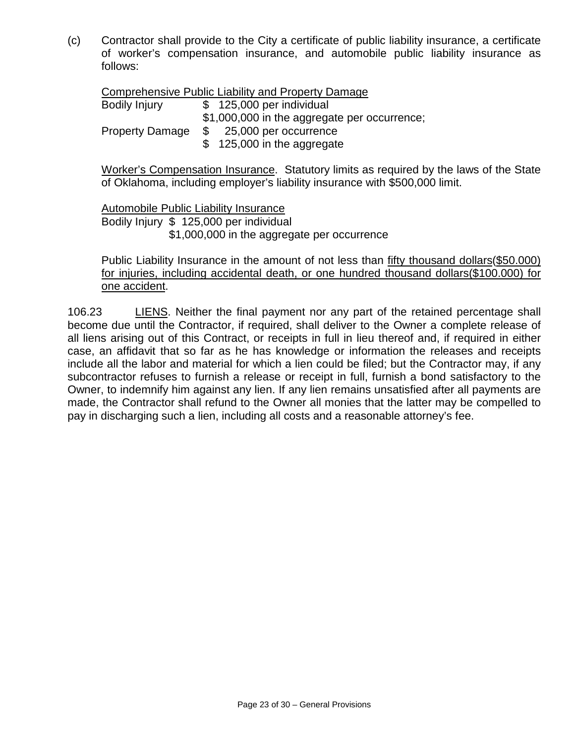(c) Contractor shall provide to the City a certificate of public liability insurance, a certificate of worker's compensation insurance, and automobile public liability insurance as follows:

<u>Comprehensive Public Liability and Property Damage</u>

| | |
|---|---|
| Bodily Injury | $ 125,000 per individual |
| | $1,000,000 in the aggregate per occurrence; |
| Property Damage | $ 25,000 per occurrence |
| | $ 125,000 in the aggregate |

<u>Worker's Compensation Insurance</u>. Statutory limits as required by the laws of the State of Oklahoma, including employer's liability insurance with $500,000 limit.

<u>Automobile Public Liability Insurance</u>
Bodily Injury $ 125,000 per individual
$1,000,000 in the aggregate per occurrence

Public Liability Insurance in the amount of not less than <u>fifty thousand dollars($50.000) for injuries, including accidental death, or one hundred thousand dollars($100.000) for one accident</u>.

106.23 <u>LIENS</u>. Neither the final payment nor any part of the retained percentage shall become due until the Contractor, if required, shall deliver to the Owner a complete release of all liens arising out of this Contract, or receipts in full in lieu thereof and, if required in either case, an affidavit that so far as he has knowledge or information the releases and receipts include all the labor and material for which a lien could be filed; but the Contractor may, if any subcontractor refuses to furnish a release or receipt in full, furnish a bond satisfactory to the Owner, to indemnify him against any lien. If any lien remains unsatisfied after all payments are made, the Contractor shall refund to the Owner all monies that the latter may be compelled to pay in discharging such a lien, including all costs and a reasonable attorney's fee.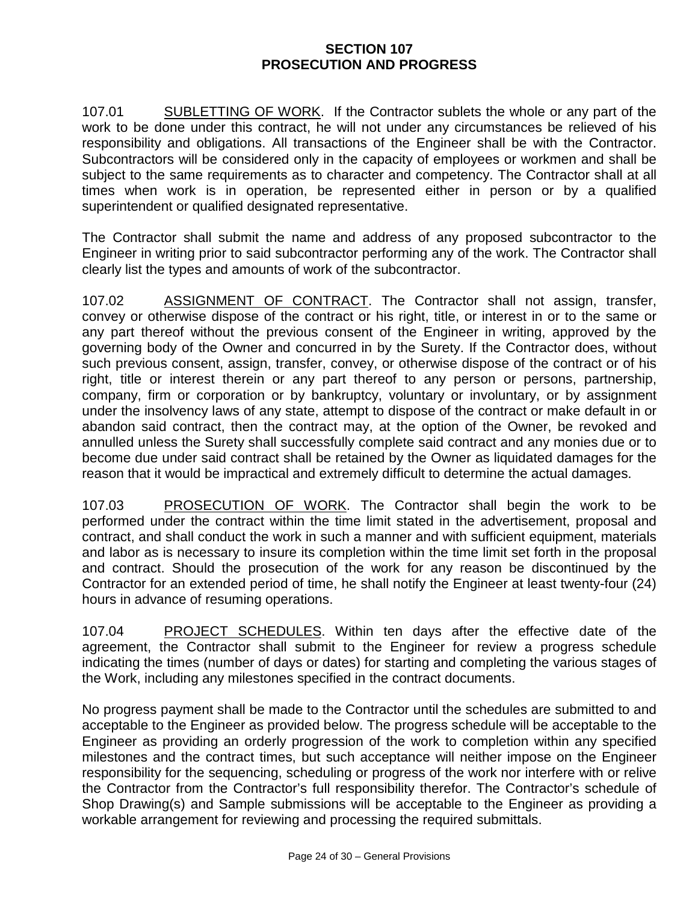# SECTION 107
# PROSECUTION AND PROGRESS

107.01 <u>SUBLETTING OF WORK</u>. If the Contractor sublets the whole or any part of the work to be done under this contract, he will not under any circumstances be relieved of his responsibility and obligations. All transactions of the Engineer shall be with the Contractor. Subcontractors will be considered only in the capacity of employees or workmen and shall be subject to the same requirements as to character and competency. The Contractor shall at all times when work is in operation, be represented either in person or by a qualified superintendent or qualified designated representative.

The Contractor shall submit the name and address of any proposed subcontractor to the Engineer in writing prior to said subcontractor performing any of the work. The Contractor shall clearly list the types and amounts of work of the subcontractor.

107.02 <u>ASSIGNMENT OF CONTRACT</u>. The Contractor shall not assign, transfer, convey or otherwise dispose of the contract or his right, title, or interest in or to the same or any part thereof without the previous consent of the Engineer in writing, approved by the governing body of the Owner and concurred in by the Surety. If the Contractor does, without such previous consent, assign, transfer, convey, or otherwise dispose of the contract or of his right, title or interest therein or any part thereof to any person or persons, partnership, company, firm or corporation or by bankruptcy, voluntary or involuntary, or by assignment under the insolvency laws of any state, attempt to dispose of the contract or make default in or abandon said contract, then the contract may, at the option of the Owner, be revoked and annulled unless the Surety shall successfully complete said contract and any monies due or to become due under said contract shall be retained by the Owner as liquidated damages for the reason that it would be impractical and extremely difficult to determine the actual damages.

107.03 <u>PROSECUTION OF WORK</u>. The Contractor shall begin the work to be performed under the contract within the time limit stated in the advertisement, proposal and contract, and shall conduct the work in such a manner and with sufficient equipment, materials and labor as is necessary to insure its completion within the time limit set forth in the proposal and contract. Should the prosecution of the work for any reason be discontinued by the Contractor for an extended period of time, he shall notify the Engineer at least twenty-four (24) hours in advance of resuming operations.

107.04 <u>PROJECT SCHEDULES</u>. Within ten days after the effective date of the agreement, the Contractor shall submit to the Engineer for review a progress schedule indicating the times (number of days or dates) for starting and completing the various stages of the Work, including any milestones specified in the contract documents.

No progress payment shall be made to the Contractor until the schedules are submitted to and acceptable to the Engineer as provided below. The progress schedule will be acceptable to the Engineer as providing an orderly progression of the work to completion within any specified milestones and the contract times, but such acceptance will neither impose on the Engineer responsibility for the sequencing, scheduling or progress of the work nor interfere with or relive the Contractor from the Contractor's full responsibility therefor. The Contractor's schedule of Shop Drawing(s) and Sample submissions will be acceptable to the Engineer as providing a workable arrangement for reviewing and processing the required submittals.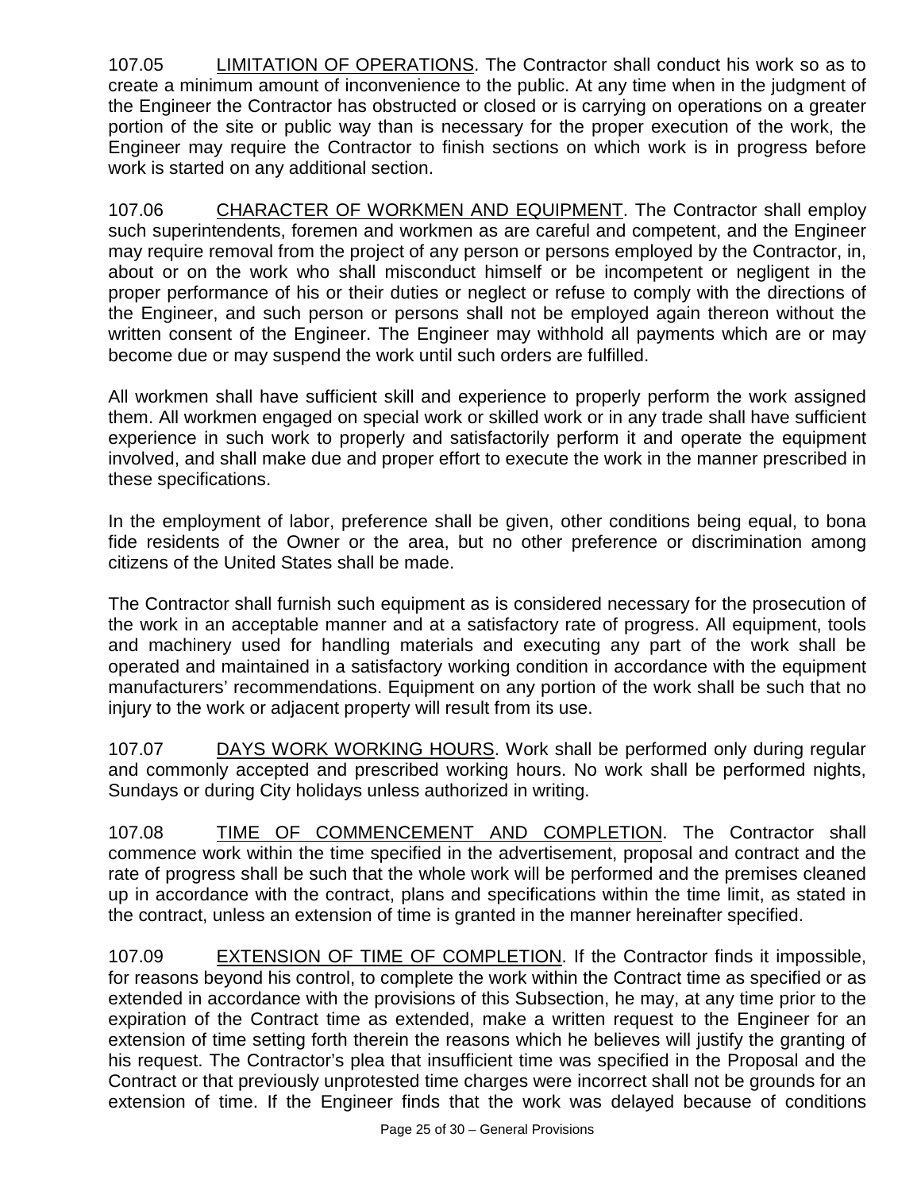107.05 LIMITATION OF OPERATIONS. The Contractor shall conduct his work so as to create a minimum amount of inconvenience to the public. At any time when in the judgment of the Engineer the Contractor has obstructed or closed or is carrying on operations on a greater portion of the site or public way than is necessary for the proper execution of the work, the Engineer may require the Contractor to finish sections on which work is in progress before work is started on any additional section.

107.06 CHARACTER OF WORKMEN AND EQUIPMENT. The Contractor shall employ such superintendents, foremen and workmen as are careful and competent, and the Engineer may require removal from the project of any person or persons employed by the Contractor, in, about or on the work who shall misconduct himself or be incompetent or negligent in the proper performance of his or their duties or neglect or refuse to comply with the directions of the Engineer, and such person or persons shall not be employed again thereon without the written consent of the Engineer. The Engineer may withhold all payments which are or may become due or may suspend the work until such orders are fulfilled.

All workmen shall have sufficient skill and experience to properly perform the work assigned them. All workmen engaged on special work or skilled work or in any trade shall have sufficient experience in such work to properly and satisfactorily perform it and operate the equipment involved, and shall make due and proper effort to execute the work in the manner prescribed in these specifications.

In the employment of labor, preference shall be given, other conditions being equal, to bona fide residents of the Owner or the area, but no other preference or discrimination among citizens of the United States shall be made.

The Contractor shall furnish such equipment as is considered necessary for the prosecution of the work in an acceptable manner and at a satisfactory rate of progress. All equipment, tools and machinery used for handling materials and executing any part of the work shall be operated and maintained in a satisfactory working condition in accordance with the equipment manufacturers' recommendations. Equipment on any portion of the work shall be such that no injury to the work or adjacent property will result from its use.

107.07 DAYS WORK WORKING HOURS. Work shall be performed only during regular and commonly accepted and prescribed working hours. No work shall be performed nights, Sundays or during City holidays unless authorized in writing.

107.08 TIME OF COMMENCEMENT AND COMPLETION. The Contractor shall commence work within the time specified in the advertisement, proposal and contract and the rate of progress shall be such that the whole work will be performed and the premises cleaned up in accordance with the contract, plans and specifications within the time limit, as stated in the contract, unless an extension of time is granted in the manner hereinafter specified.

107.09 EXTENSION OF TIME OF COMPLETION. If the Contractor finds it impossible, for reasons beyond his control, to complete the work within the Contract time as specified or as extended in accordance with the provisions of this Subsection, he may, at any time prior to the expiration of the Contract time as extended, make a written request to the Engineer for an extension of time setting forth therein the reasons which he believes will justify the granting of his request. The Contractor's plea that insufficient time was specified in the Proposal and the Contract or that previously unprotested time charges were incorrect shall not be grounds for an extension of time. If the Engineer finds that the work was delayed because of conditions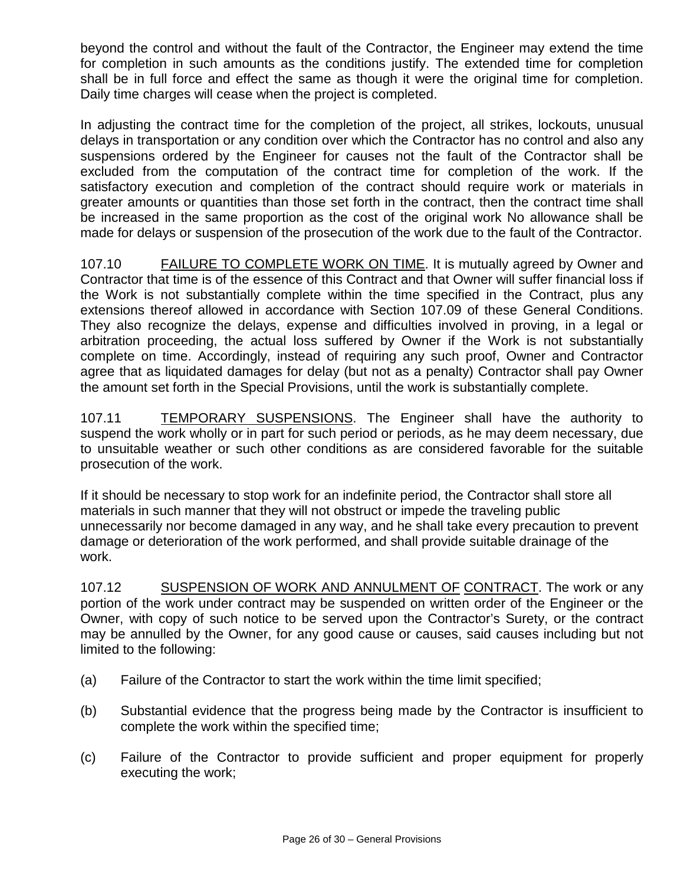beyond the control and without the fault of the Contractor, the Engineer may extend the time for completion in such amounts as the conditions justify. The extended time for completion shall be in full force and effect the same as though it were the original time for completion. Daily time charges will cease when the project is completed.

In adjusting the contract time for the completion of the project, all strikes, lockouts, unusual delays in transportation or any condition over which the Contractor has no control and also any suspensions ordered by the Engineer for causes not the fault of the Contractor shall be excluded from the computation of the contract time for completion of the work. If the satisfactory execution and completion of the contract should require work or materials in greater amounts or quantities than those set forth in the contract, then the contract time shall be increased in the same proportion as the cost of the original work No allowance shall be made for delays or suspension of the prosecution of the work due to the fault of the Contractor.

107.10 FAILURE TO COMPLETE WORK ON TIME. It is mutually agreed by Owner and Contractor that time is of the essence of this Contract and that Owner will suffer financial loss if the Work is not substantially complete within the time specified in the Contract, plus any extensions thereof allowed in accordance with Section 107.09 of these General Conditions. They also recognize the delays, expense and difficulties involved in proving, in a legal or arbitration proceeding, the actual loss suffered by Owner if the Work is not substantially complete on time. Accordingly, instead of requiring any such proof, Owner and Contractor agree that as liquidated damages for delay (but not as a penalty) Contractor shall pay Owner the amount set forth in the Special Provisions, until the work is substantially complete.

107.11 TEMPORARY SUSPENSIONS. The Engineer shall have the authority to suspend the work wholly or in part for such period or periods, as he may deem necessary, due to unsuitable weather or such other conditions as are considered favorable for the suitable prosecution of the work.

If it should be necessary to stop work for an indefinite period, the Contractor shall store all materials in such manner that they will not obstruct or impede the traveling public unnecessarily nor become damaged in any way, and he shall take every precaution to prevent damage or deterioration of the work performed, and shall provide suitable drainage of the work.

107.12 SUSPENSION OF WORK AND ANNULMENT OF CONTRACT. The work or any portion of the work under contract may be suspended on written order of the Engineer or the Owner, with copy of such notice to be served upon the Contractor's Surety, or the contract may be annulled by the Owner, for any good cause or causes, said causes including but not limited to the following:

(a) Failure of the Contractor to start the work within the time limit specified;

(b) Substantial evidence that the progress being made by the Contractor is insufficient to complete the work within the specified time;

(c) Failure of the Contractor to provide sufficient and proper equipment for properly executing the work;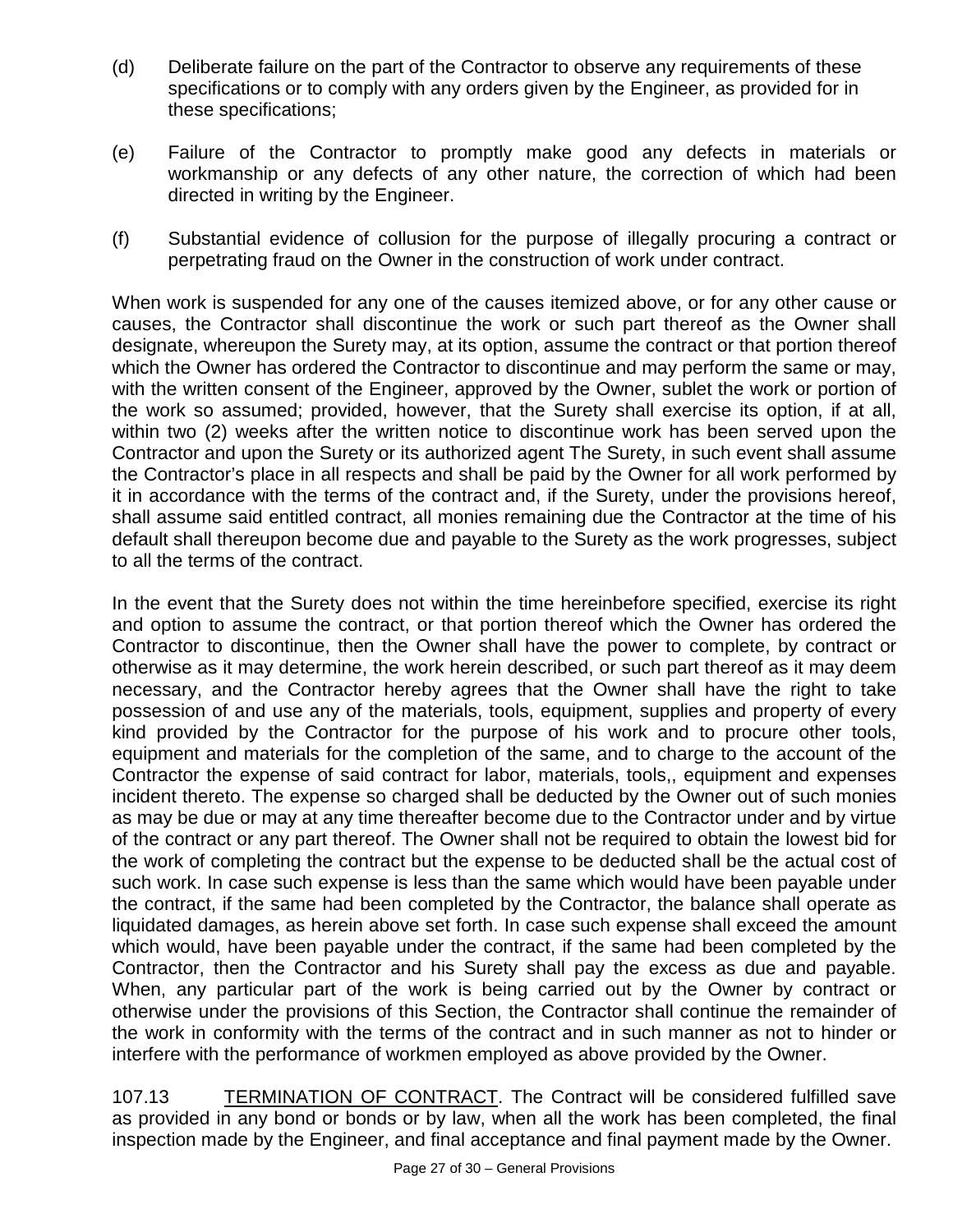(d) Deliberate failure on the part of the Contractor to observe any requirements of these specifications or to comply with any orders given by the Engineer, as provided for in these specifications;

(e) Failure of the Contractor to promptly make good any defects in materials or workmanship or any defects of any other nature, the correction of which had been directed in writing by the Engineer.

(f) Substantial evidence of collusion for the purpose of illegally procuring a contract or perpetrating fraud on the Owner in the construction of work under contract.

When work is suspended for any one of the causes itemized above, or for any other cause or causes, the Contractor shall discontinue the work or such part thereof as the Owner shall designate, whereupon the Surety may, at its option, assume the contract or that portion thereof which the Owner has ordered the Contractor to discontinue and may perform the same or may, with the written consent of the Engineer, approved by the Owner, sublet the work or portion of the work so assumed; provided, however, that the Surety shall exercise its option, if at all, within two (2) weeks after the written notice to discontinue work has been served upon the Contractor and upon the Surety or its authorized agent The Surety, in such event shall assume the Contractor's place in all respects and shall be paid by the Owner for all work performed by it in accordance with the terms of the contract and, if the Surety, under the provisions hereof, shall assume said entitled contract, all monies remaining due the Contractor at the time of his default shall thereupon become due and payable to the Surety as the work progresses, subject to all the terms of the contract.

In the event that the Surety does not within the time hereinbefore specified, exercise its right and option to assume the contract, or that portion thereof which the Owner has ordered the Contractor to discontinue, then the Owner shall have the power to complete, by contract or otherwise as it may determine, the work herein described, or such part thereof as it may deem necessary, and the Contractor hereby agrees that the Owner shall have the right to take possession of and use any of the materials, tools, equipment, supplies and property of every kind provided by the Contractor for the purpose of his work and to procure other tools, equipment and materials for the completion of the same, and to charge to the account of the Contractor the expense of said contract for labor, materials, tools,, equipment and expenses incident thereto. The expense so charged shall be deducted by the Owner out of such monies as may be due or may at any time thereafter become due to the Contractor under and by virtue of the contract or any part thereof. The Owner shall not be required to obtain the lowest bid for the work of completing the contract but the expense to be deducted shall be the actual cost of such work. In case such expense is less than the same which would have been payable under the contract, if the same had been completed by the Contractor, the balance shall operate as liquidated damages, as herein above set forth. In case such expense shall exceed the amount which would, have been payable under the contract, if the same had been completed by the Contractor, then the Contractor and his Surety shall pay the excess as due and payable. When, any particular part of the work is being carried out by the Owner by contract or otherwise under the provisions of this Section, the Contractor shall continue the remainder of the work in conformity with the terms of the contract and in such manner as not to hinder or interfere with the performance of workmen employed as above provided by the Owner.

107.13 TERMINATION OF CONTRACT. The Contract will be considered fulfilled save as provided in any bond or bonds or by law, when all the work has been completed, the final inspection made by the Engineer, and final acceptance and final payment made by the Owner.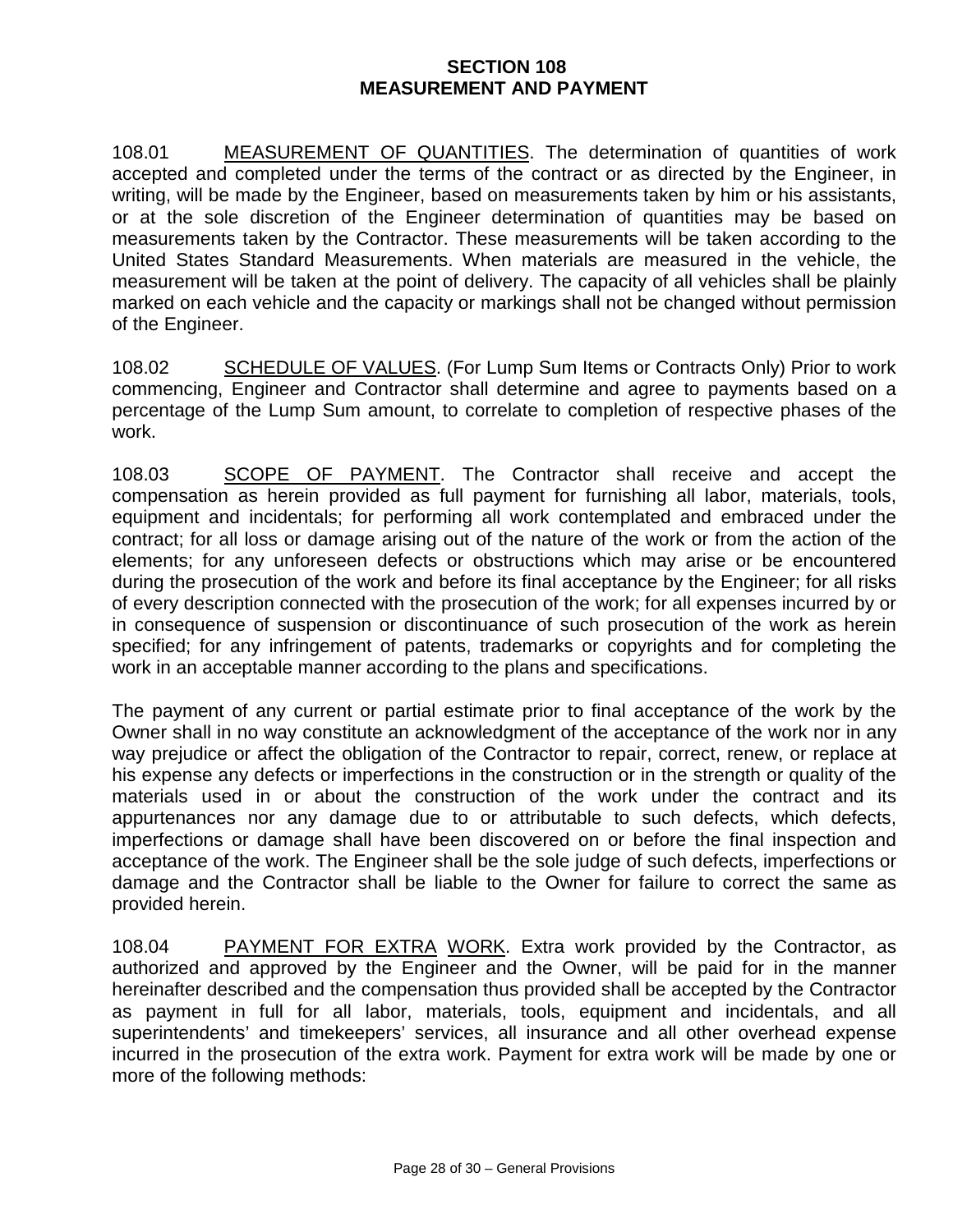# SECTION 108
# MEASUREMENT AND PAYMENT

108.01 MEASUREMENT OF QUANTITIES. The determination of quantities of work accepted and completed under the terms of the contract or as directed by the Engineer, in writing, will be made by the Engineer, based on measurements taken by him or his assistants, or at the sole discretion of the Engineer determination of quantities may be based on measurements taken by the Contractor. These measurements will be taken according to the United States Standard Measurements. When materials are measured in the vehicle, the measurement will be taken at the point of delivery. The capacity of all vehicles shall be plainly marked on each vehicle and the capacity or markings shall not be changed without permission of the Engineer.

108.02 SCHEDULE OF VALUES. (For Lump Sum Items or Contracts Only) Prior to work commencing, Engineer and Contractor shall determine and agree to payments based on a percentage of the Lump Sum amount, to correlate to completion of respective phases of the work.

108.03 SCOPE OF PAYMENT. The Contractor shall receive and accept the compensation as herein provided as full payment for furnishing all labor, materials, tools, equipment and incidentals; for performing all work contemplated and embraced under the contract; for all loss or damage arising out of the nature of the work or from the action of the elements; for any unforeseen defects or obstructions which may arise or be encountered during the prosecution of the work and before its final acceptance by the Engineer; for all risks of every description connected with the prosecution of the work; for all expenses incurred by or in consequence of suspension or discontinuance of such prosecution of the work as herein specified; for any infringement of patents, trademarks or copyrights and for completing the work in an acceptable manner according to the plans and specifications.

The payment of any current or partial estimate prior to final acceptance of the work by the Owner shall in no way constitute an acknowledgment of the acceptance of the work nor in any way prejudice or affect the obligation of the Contractor to repair, correct, renew, or replace at his expense any defects or imperfections in the construction or in the strength or quality of the materials used in or about the construction of the work under the contract and its appurtenances nor any damage due to or attributable to such defects, which defects, imperfections or damage shall have been discovered on or before the final inspection and acceptance of the work. The Engineer shall be the sole judge of such defects, imperfections or damage and the Contractor shall be liable to the Owner for failure to correct the same as provided herein.

108.04 PAYMENT FOR EXTRA WORK. Extra work provided by the Contractor, as authorized and approved by the Engineer and the Owner, will be paid for in the manner hereinafter described and the compensation thus provided shall be accepted by the Contractor as payment in full for all labor, materials, tools, equipment and incidentals, and all superintendents' and timekeepers' services, all insurance and all other overhead expense incurred in the prosecution of the extra work. Payment for extra work will be made by one or more of the following methods: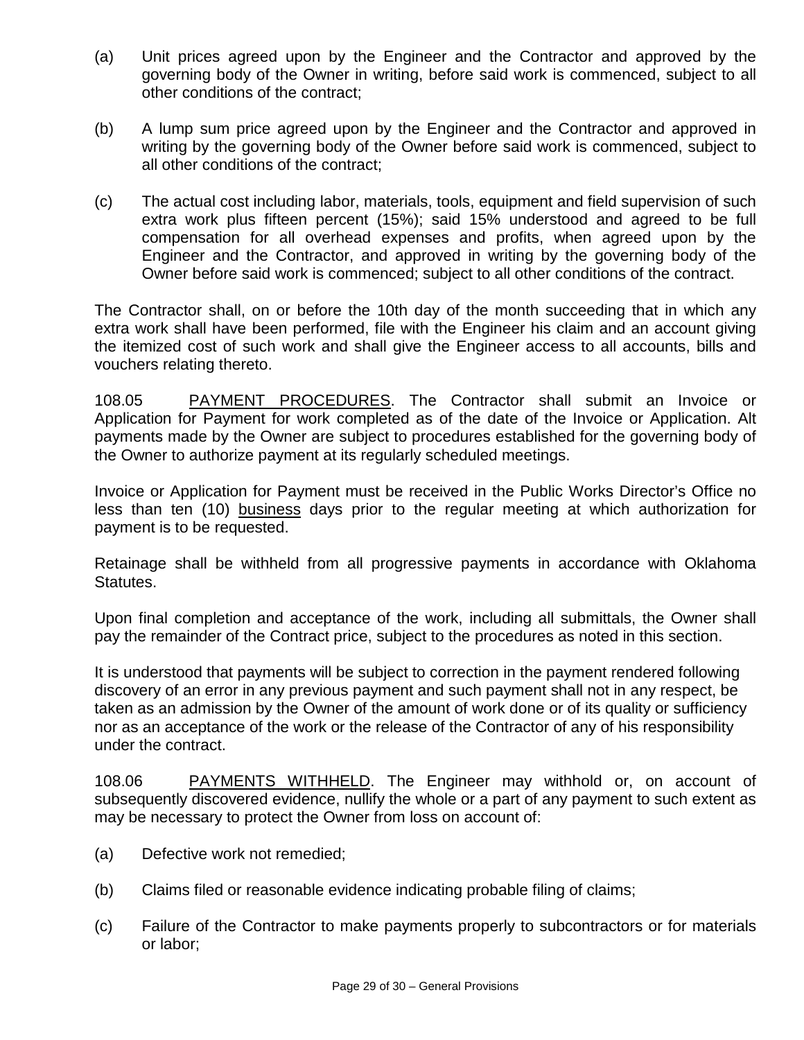(a) Unit prices agreed upon by the Engineer and the Contractor and approved by the governing body of the Owner in writing, before said work is commenced, subject to all other conditions of the contract;

(b) A lump sum price agreed upon by the Engineer and the Contractor and approved in writing by the governing body of the Owner before said work is commenced, subject to all other conditions of the contract;

(c) The actual cost including labor, materials, tools, equipment and field supervision of such extra work plus fifteen percent (15%); said 15% understood and agreed to be full compensation for all overhead expenses and profits, when agreed upon by the Engineer and the Contractor, and approved in writing by the governing body of the Owner before said work is commenced; subject to all other conditions of the contract.

The Contractor shall, on or before the 10th day of the month succeeding that in which any extra work shall have been performed, file with the Engineer his claim and an account giving the itemized cost of such work and shall give the Engineer access to all accounts, bills and vouchers relating thereto.

108.05 <u>PAYMENT PROCEDURES</u>. The Contractor shall submit an Invoice or Application for Payment for work completed as of the date of the Invoice or Application. Alt payments made by the Owner are subject to procedures established for the governing body of the Owner to authorize payment at its regularly scheduled meetings.

Invoice or Application for Payment must be received in the Public Works Director's Office no less than ten (10) <u>business</u> days prior to the regular meeting at which authorization for payment is to be requested.

Retainage shall be withheld from all progressive payments in accordance with Oklahoma Statutes.

Upon final completion and acceptance of the work, including all submittals, the Owner shall pay the remainder of the Contract price, subject to the procedures as noted in this section.

It is understood that payments will be subject to correction in the payment rendered following discovery of an error in any previous payment and such payment shall not in any respect, be taken as an admission by the Owner of the amount of work done or of its quality or sufficiency nor as an acceptance of the work or the release of the Contractor of any of his responsibility under the contract.

108.06 <u>PAYMENTS WITHHELD</u>. The Engineer may withhold or, on account of subsequently discovered evidence, nullify the whole or a part of any payment to such extent as may be necessary to protect the Owner from loss on account of:

(a) Defective work not remedied;

(b) Claims filed or reasonable evidence indicating probable filing of claims;

(c) Failure of the Contractor to make payments properly to subcontractors or for materials or labor;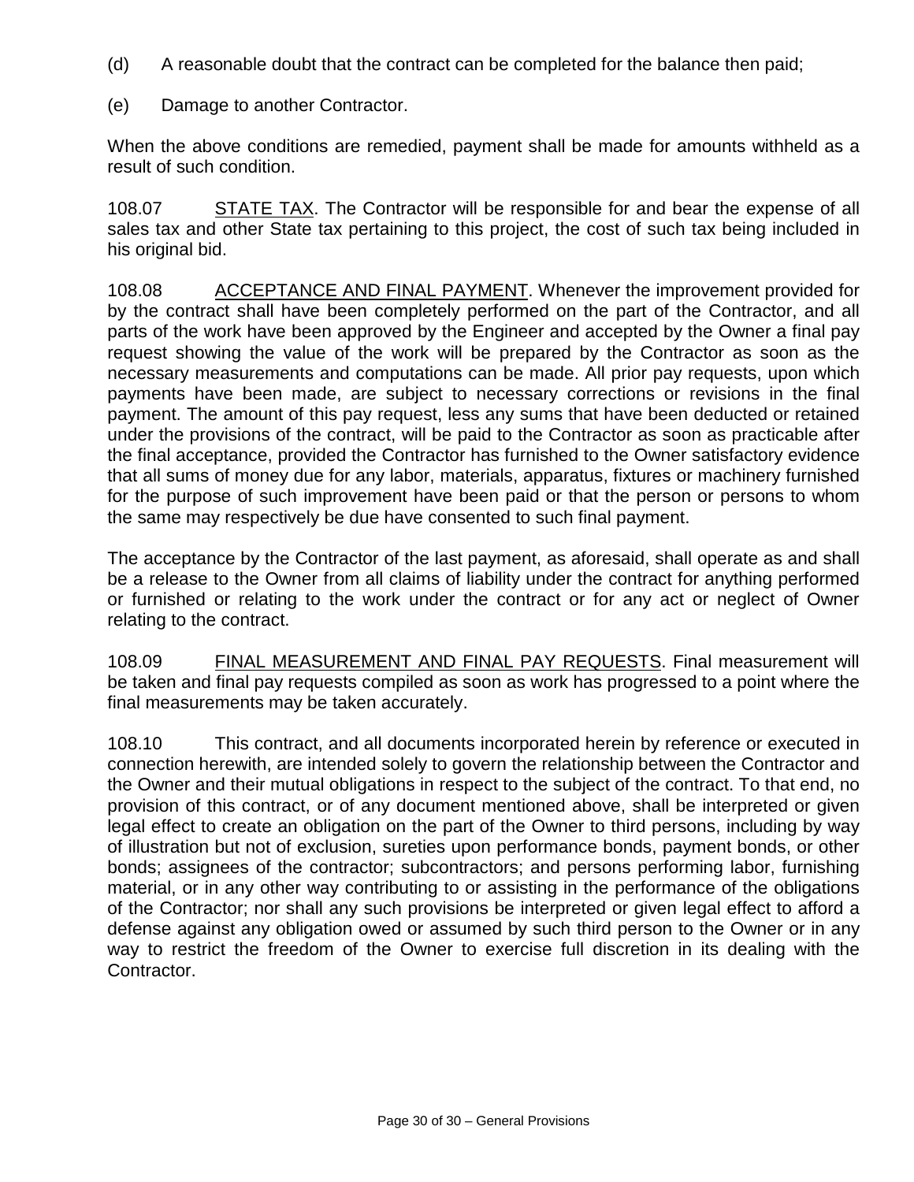(d) A reasonable doubt that the contract can be completed for the balance then paid;

(e) Damage to another Contractor.

When the above conditions are remedied, payment shall be made for amounts withheld as a result of such condition.

108.07 STATE TAX. The Contractor will be responsible for and bear the expense of all sales tax and other State tax pertaining to this project, the cost of such tax being included in his original bid.

108.08 ACCEPTANCE AND FINAL PAYMENT. Whenever the improvement provided for by the contract shall have been completely performed on the part of the Contractor, and all parts of the work have been approved by the Engineer and accepted by the Owner a final pay request showing the value of the work will be prepared by the Contractor as soon as the necessary measurements and computations can be made. All prior pay requests, upon which payments have been made, are subject to necessary corrections or revisions in the final payment. The amount of this pay request, less any sums that have been deducted or retained under the provisions of the contract, will be paid to the Contractor as soon as practicable after the final acceptance, provided the Contractor has furnished to the Owner satisfactory evidence that all sums of money due for any labor, materials, apparatus, fixtures or machinery furnished for the purpose of such improvement have been paid or that the person or persons to whom the same may respectively be due have consented to such final payment.

The acceptance by the Contractor of the last payment, as aforesaid, shall operate as and shall be a release to the Owner from all claims of liability under the contract for anything performed or furnished or relating to the work under the contract or for any act or neglect of Owner relating to the contract.

108.09 FINAL MEASUREMENT AND FINAL PAY REQUESTS. Final measurement will be taken and final pay requests compiled as soon as work has progressed to a point where the final measurements may be taken accurately.

108.10 This contract, and all documents incorporated herein by reference or executed in connection herewith, are intended solely to govern the relationship between the Contractor and the Owner and their mutual obligations in respect to the subject of the contract. To that end, no provision of this contract, or of any document mentioned above, shall be interpreted or given legal effect to create an obligation on the part of the Owner to third persons, including by way of illustration but not of exclusion, sureties upon performance bonds, payment bonds, or other bonds; assignees of the contractor; subcontractors; and persons performing labor, furnishing material, or in any other way contributing to or assisting in the performance of the obligations of the Contractor; nor shall any such provisions be interpreted or given legal effect to afford a defense against any obligation owed or assumed by such third person to the Owner or in any way to restrict the freedom of the Owner to exercise full discretion in its dealing with the Contractor.